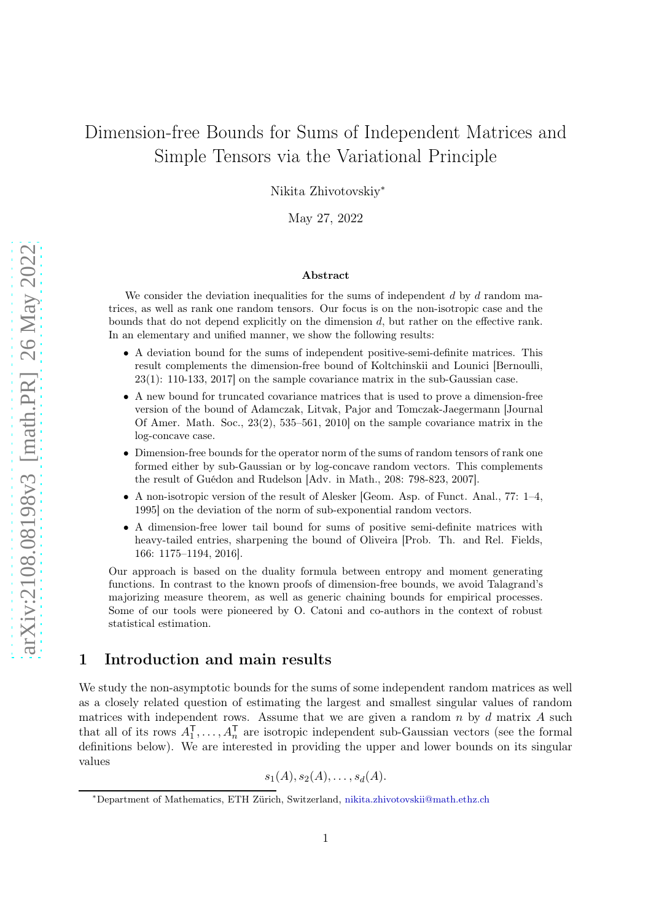# Dimension-free Bounds for Sums of Independent Matrices and Simple Tensors via the Variational Principle

Nikita Zhivotovskiy[*]

May 27, 2022

## Abstract

We consider the deviation inequalities for the sums of independent $d$ by $d$ random matrices, as well as rank one random tensors. Our focus is on the non-isotropic case and the bounds that do not depend explicitly on the dimension $d$, but rather on the effective rank. In an elementary and unified manner, we show the following results:

- A deviation bound for the sums of independent positive-semi-definite matrices. This result complements the dimension-free bound of Koltchinskii and Lounici [Bernoulli, 23(1): 110-133, 2017] on the sample covariance matrix in the sub-Gaussian case.
- A new bound for truncated covariance matrices that is used to prove a dimension-free version of the bound of Adamczak, Litvak, Pajor and Tomczak-Jaegermann [Journal Of Amer. Math. Soc., 23(2), 535–561, 2010] on the sample covariance matrix in the log-concave case.
- Dimension-free bounds for the operator norm of the sums of random tensors of rank one formed either by sub-Gaussian or by log-concave random vectors. This complements the result of Guédon and Rudelson [Adv. in Math., 208: 798-823, 2007].
- A non-isotropic version of the result of Alesker [Geom. Asp. of Funct. Anal., 77: 1–4, 1995] on the deviation of the norm of sub-exponential random vectors.
- A dimension-free lower tail bound for sums of positive semi-definite matrices with heavy-tailed entries, sharpening the bound of Oliveira [Prob. Th. and Rel. Fields, 166: 1175–1194, 2016].

Our approach is based on the duality formula between entropy and moment generating functions. In contrast to the known proofs of dimension-free bounds, we avoid Talagrand's majorizing measure theorem, as well as generic chaining bounds for empirical processes. Some of our tools were pioneered by O. Catoni and co-authors in the context of robust statistical estimation.

## 1 Introduction and main results

We study the non-asymptotic bounds for the sums of some independent random matrices as well as a closely related question of estimating the largest and smallest singular values of random matrices with independent rows. Assume that we are given a random $n$ by $d$ matrix $A$ such that all of its rows $A_1^{\mathsf{T}}, \ldots, A_n^{\mathsf{T}}$ are isotropic independent sub-Gaussian vectors (see the formal definitions below). We are interested in providing the upper and lower bounds on its singular values

$$
s_1(A), s_2(A), \ldots, s_d(A).
$$

[*]Department of Mathematics, ETH Zürich, Switzerland, nikita.zhivotovskii@math.ethz.ch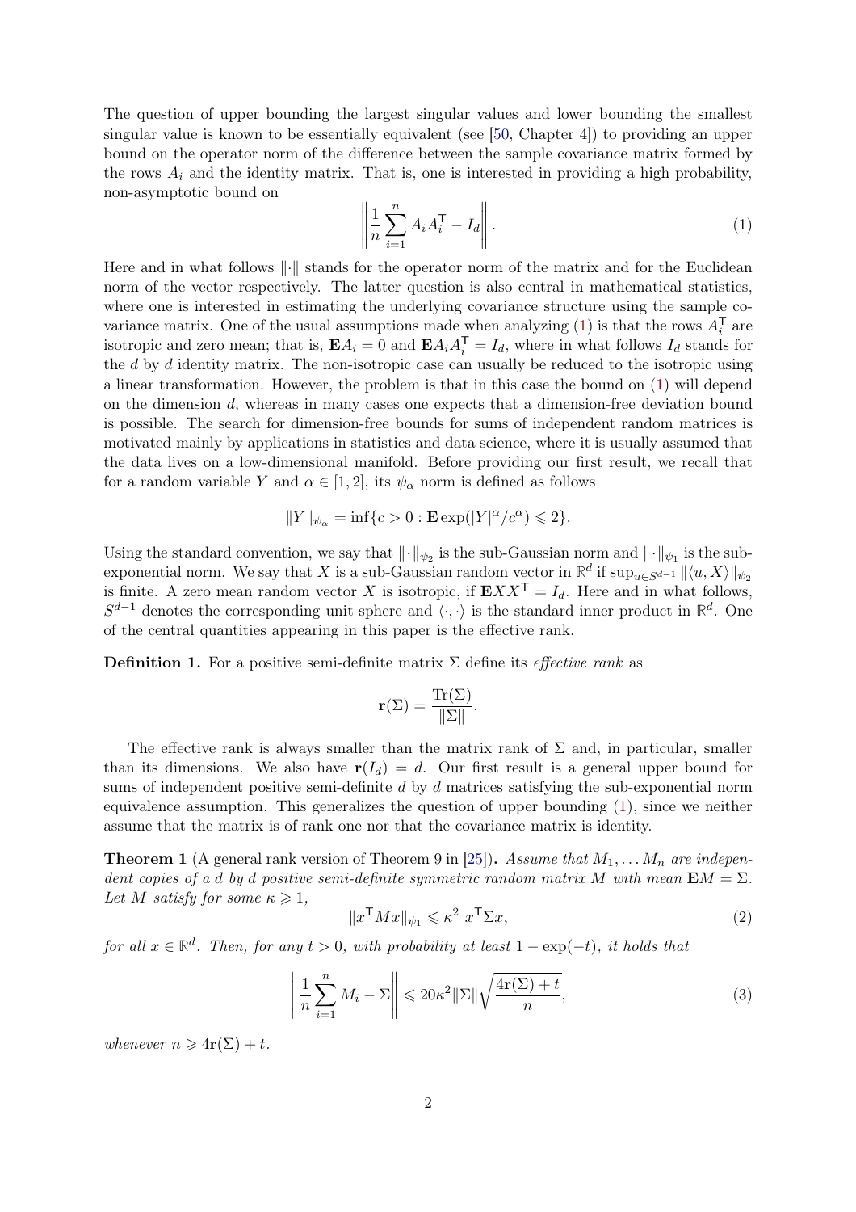The question of upper bounding the largest singular values and lower bounding the smallest singular value is known to be essentially equivalent (see [50, Chapter 4]) to providing an upper bound on the operator norm of the difference between the sample covariance matrix formed by the rows $A_i$ and the identity matrix. That is, one is interested in providing a high probability, non-asymptotic bound on

$$\left\| \frac{1}{n}\sum_{i=1}^{n} A_i A_i^{\mathsf{T}} - I_d \right\|. \tag{1}$$

Here and in what follows $\|\cdot\|$ stands for the operator norm of the matrix and for the Euclidean norm of the vector respectively. The latter question is also central in mathematical statistics, where one is interested in estimating the underlying covariance structure using the sample covariance matrix. One of the usual assumptions made when analyzing (1) is that the rows $A_i^{\mathsf{T}}$ are isotropic and zero mean; that is, $\mathbf{E}A_i = 0$ and $\mathbf{E}A_iA_i^{\mathsf{T}} = I_d$, where in what follows $I_d$ stands for the $d$ by $d$ identity matrix. The non-isotropic case can usually be reduced to the isotropic using a linear transformation. However, the problem is that in this case the bound on (1) will depend on the dimension $d$, whereas in many cases one expects that a dimension-free deviation bound is possible. The search for dimension-free bounds for sums of independent random matrices is motivated mainly by applications in statistics and data science, where it is usually assumed that the data lives on a low-dimensional manifold. Before providing our first result, we recall that for a random variable $Y$ and $\alpha \in [1, 2]$, its $\psi_\alpha$ norm is defined as follows

$$\|Y\|_{\psi_\alpha} = \inf\{c > 0 : \mathbf{E}\exp(|Y|^\alpha / c^\alpha) \leqslant 2\}.$$

Using the standard convention, we say that $\|\cdot\|_{\psi_2}$ is the sub-Gaussian norm and $\|\cdot\|_{\psi_1}$ is the sub-exponential norm. We say that $X$ is a sub-Gaussian random vector in $\mathbb{R}^d$ if $\sup_{u \in S^{d-1}} \|\langle u, X\rangle\|_{\psi_2}$ is finite. A zero mean random vector $X$ is isotropic, if $\mathbf{E}XX^{\mathsf{T}} = I_d$. Here and in what follows, $S^{d-1}$ denotes the corresponding unit sphere and $\langle\cdot,\cdot\rangle$ is the standard inner product in $\mathbb{R}^d$. One of the central quantities appearing in this paper is the effective rank.

**Definition 1.** For a positive semi-definite matrix $\Sigma$ define its *effective rank* as

$$\mathbf{r}(\Sigma) = \frac{\operatorname{Tr}(\Sigma)}{\|\Sigma\|}.$$

The effective rank is always smaller than the matrix rank of $\Sigma$ and, in particular, smaller than its dimensions. We also have $\mathbf{r}(I_d) = d$. Our first result is a general upper bound for sums of independent positive semi-definite $d$ by $d$ matrices satisfying the sub-exponential norm equivalence assumption. This generalizes the question of upper bounding (1), since we neither assume that the matrix is of rank one nor that the covariance matrix is identity.

**Theorem 1** (A general rank version of Theorem 9 in [25])**.** *Assume that $M_1, \dots M_n$ are independent copies of a $d$ by $d$ positive semi-definite symmetric random matrix $M$ with mean $\mathbf{E}M = \Sigma$. Let $M$ satisfy for some $\kappa \geqslant 1$,*

$$\|x^{\mathsf{T}}Mx\|_{\psi_1} \leqslant \kappa^2\ x^{\mathsf{T}}\Sigma x, \tag{2}$$

*for all $x \in \mathbb{R}^d$. Then, for any $t > 0$, with probability at least $1 - \exp(-t)$, it holds that*

$$\left\| \frac{1}{n}\sum_{i=1}^{n} M_i - \Sigma \right\| \leqslant 20\kappa^2 \|\Sigma\| \sqrt{\frac{4\mathbf{r}(\Sigma) + t}{n}}, \tag{3}$$

*whenever $n \geqslant 4\mathbf{r}(\Sigma) + t$.*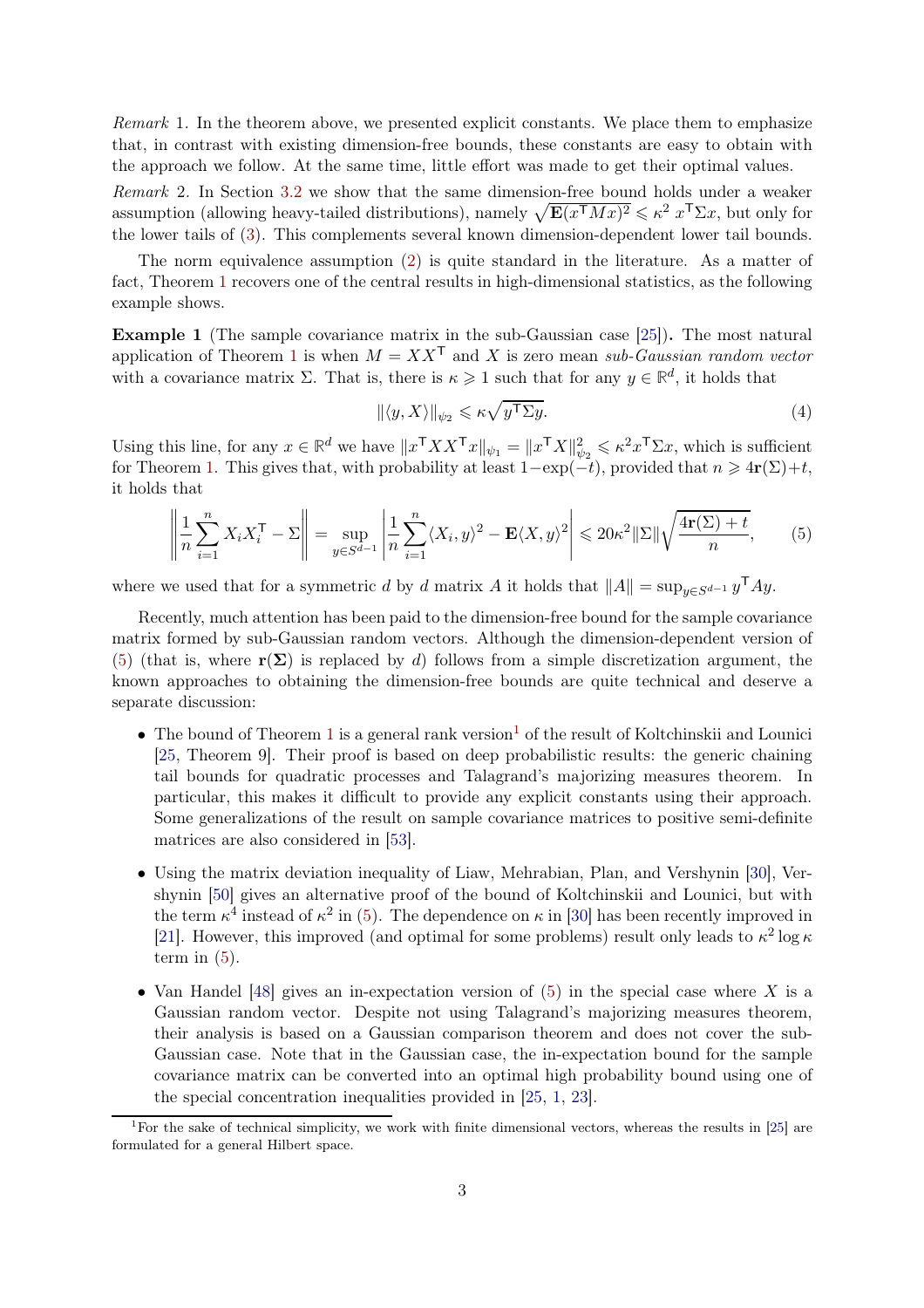*Remark* 1. In the theorem above, we presented explicit constants. We place them to emphasize that, in contrast with existing dimension-free bounds, these constants are easy to obtain with the approach we follow. At the same time, little effort was made to get their optimal values.

*Remark* 2. In Section 3.2 we show that the same dimension-free bound holds under a weaker assumption (allowing heavy-tailed distributions), namely $\sqrt{\mathbf{E}(x^{\mathsf{T}}Mx)^2} \leqslant \kappa^2\, x^{\mathsf{T}}\Sigma x$, but only for the lower tails of (3). This complements several known dimension-dependent lower tail bounds.

The norm equivalence assumption (2) is quite standard in the literature. As a matter of fact, Theorem 1 recovers one of the central results in high-dimensional statistics, as the following example shows.

**Example 1** (The sample covariance matrix in the sub-Gaussian case [25])**.** The most natural application of Theorem 1 is when $M = XX^{\mathsf{T}}$ and $X$ is zero mean *sub-Gaussian random vector* with a covariance matrix $\Sigma$. That is, there is $\kappa \geqslant 1$ such that for any $y \in \mathbb{R}^d$, it holds that

$$\|\langle y, X\rangle\|_{\psi_2} \leqslant \kappa\sqrt{y^{\mathsf{T}}\Sigma y}. \tag{4}$$

Using this line, for any $x \in \mathbb{R}^d$ we have $\|x^{\mathsf{T}}XX^{\mathsf{T}}x\|_{\psi_1} = \|x^{\mathsf{T}}X\|_{\psi_2}^2 \leqslant \kappa^2 x^{\mathsf{T}}\Sigma x$, which is sufficient for Theorem 1. This gives that, with probability at least $1-\exp(-t)$, provided that $n \geqslant 4\mathbf{r}(\Sigma)+t$, it holds that

$$\left\|\frac{1}{n}\sum_{i=1}^{n} X_i X_i^{\mathsf{T}} - \Sigma\right\| = \sup_{y\in S^{d-1}}\left|\frac{1}{n}\sum_{i=1}^{n}\langle X_i, y\rangle^2 - \mathbf{E}\langle X, y\rangle^2\right| \leqslant 20\kappa^2\|\Sigma\|\sqrt{\frac{4\mathbf{r}(\Sigma)+t}{n}}, \tag{5}$$

where we used that for a symmetric $d$ by $d$ matrix $A$ it holds that $\|A\| = \sup_{y\in S^{d-1}} y^{\mathsf{T}}Ay$.

Recently, much attention has been paid to the dimension-free bound for the sample covariance matrix formed by sub-Gaussian random vectors. Although the dimension-dependent version of (5) (that is, where $\mathbf{r}(\boldsymbol{\Sigma})$ is replaced by $d$) follows from a simple discretization argument, the known approaches to obtaining the dimension-free bounds are quite technical and deserve a separate discussion:

- The bound of Theorem 1 is a general rank version[1] of the result of Koltchinskii and Lounici [25, Theorem 9]. Their proof is based on deep probabilistic results: the generic chaining tail bounds for quadratic processes and Talagrand's majorizing measures theorem. In particular, this makes it difficult to provide any explicit constants using their approach. Some generalizations of the result on sample covariance matrices to positive semi-definite matrices are also considered in [53].
- Using the matrix deviation inequality of Liaw, Mehrabian, Plan, and Vershynin [30], Vershynin [50] gives an alternative proof of the bound of Koltchinskii and Lounici, but with the term $\kappa^4$ instead of $\kappa^2$ in (5). The dependence on $\kappa$ in [30] has been recently improved in [21]. However, this improved (and optimal for some problems) result only leads to $\kappa^2 \log\kappa$ term in (5).
- Van Handel [48] gives an in-expectation version of (5) in the special case where $X$ is a Gaussian random vector. Despite not using Talagrand's majorizing measures theorem, their analysis is based on a Gaussian comparison theorem and does not cover the sub-Gaussian case. Note that in the Gaussian case, the in-expectation bound for the sample covariance matrix can be converted into an optimal high probability bound using one of the special concentration inequalities provided in [25, 1, 23].

[1] For the sake of technical simplicity, we work with finite dimensional vectors, whereas the results in [25] are formulated for a general Hilbert space.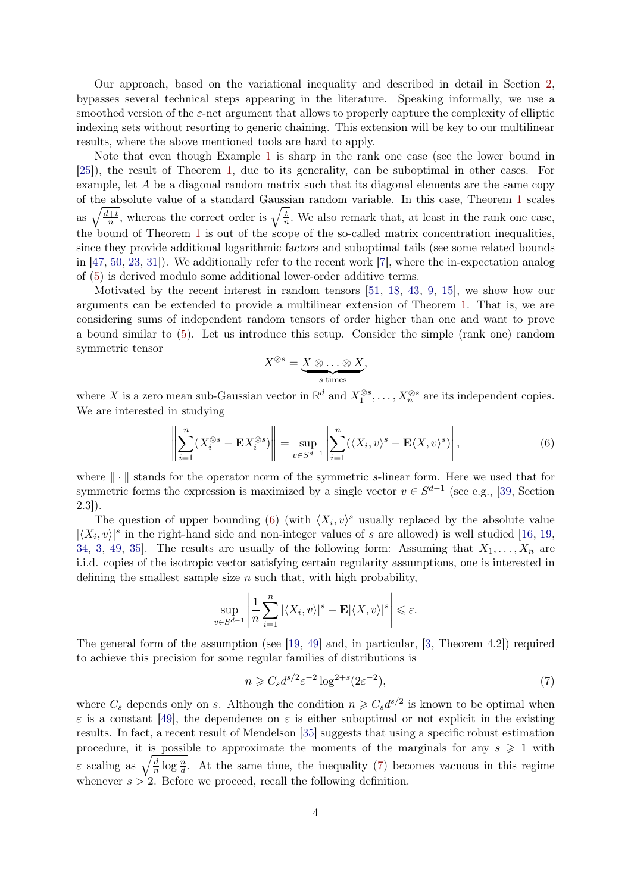Our approach, based on the variational inequality and described in detail in Section 2, bypasses several technical steps appearing in the literature. Speaking informally, we use a smoothed version of the $\varepsilon$-net argument that allows to properly capture the complexity of elliptic indexing sets without resorting to generic chaining. This extension will be key to our multilinear results, where the above mentioned tools are hard to apply.

Note that even though Example 1 is sharp in the rank one case (see the lower bound in [25]), the result of Theorem 1, due to its generality, can be suboptimal in other cases. For example, let $A$ be a diagonal random matrix such that its diagonal elements are the same copy of the absolute value of a standard Gaussian random variable. In this case, Theorem 1 scales as $\sqrt{\frac{d+t}{n}}$, whereas the correct order is $\sqrt{\frac{t}{n}}$. We also remark that, at least in the rank one case, the bound of Theorem 1 is out of the scope of the so-called matrix concentration inequalities, since they provide additional logarithmic factors and suboptimal tails (see some related bounds in [47, 50, 23, 31]). We additionally refer to the recent work [7], where the in-expectation analog of (5) is derived modulo some additional lower-order additive terms.

Motivated by the recent interest in random tensors [51, 18, 43, 9, 15], we show how our arguments can be extended to provide a multilinear extension of Theorem 1. That is, we are considering sums of independent random tensors of order higher than one and want to prove a bound similar to (5). Let us introduce this setup. Consider the simple (rank one) random symmetric tensor

$$X^{\otimes s} = \underbrace{X \otimes \ldots \otimes X}_{s \text{ times}},$$

where $X$ is a zero mean sub-Gaussian vector in $\mathbb{R}^d$ and $X_1^{\otimes s}, \ldots, X_n^{\otimes s}$ are its independent copies. We are interested in studying

$$\left\| \sum_{i=1}^{n} (X_i^{\otimes s} - \mathbf{E} X_i^{\otimes s}) \right\| = \sup_{v \in S^{d-1}} \left| \sum_{i=1}^{n} (\langle X_i, v\rangle^s - \mathbf{E}\langle X, v\rangle^s) \right|, \tag{6}$$

where $\|\cdot\|$ stands for the operator norm of the symmetric $s$-linear form. Here we used that for symmetric forms the expression is maximized by a single vector $v \in S^{d-1}$ (see e.g., [39, Section 2.3]).

The question of upper bounding (6) (with $\langle X_i, v\rangle^s$ usually replaced by the absolute value $|\langle X_i, v\rangle|^s$ in the right-hand side and non-integer values of $s$ are allowed) is well studied [16, 19, 34, 3, 49, 35]. The results are usually of the following form: Assuming that $X_1, \ldots, X_n$ are i.i.d. copies of the isotropic vector satisfying certain regularity assumptions, one is interested in defining the smallest sample size $n$ such that, with high probability,

$$\sup_{v \in S^{d-1}} \left| \frac{1}{n} \sum_{i=1}^{n} |\langle X_i, v\rangle|^s - \mathbf{E}|\langle X, v\rangle|^s \right| \leqslant \varepsilon.$$

The general form of the assumption (see [19, 49] and, in particular, [3, Theorem 4.2]) required to achieve this precision for some regular families of distributions is

$$n \geqslant C_s d^{s/2} \varepsilon^{-2} \log^{2+s}(2\varepsilon^{-2}), \tag{7}$$

where $C_s$ depends only on $s$. Although the condition $n \geqslant C_s d^{s/2}$ is known to be optimal when $\varepsilon$ is a constant [49], the dependence on $\varepsilon$ is either suboptimal or not explicit in the existing results. In fact, a recent result of Mendelson [35] suggests that using a specific robust estimation procedure, it is possible to approximate the moments of the marginals for any $s \geqslant 1$ with $\varepsilon$ scaling as $\sqrt{\frac{d}{n} \log \frac{n}{d}}$. At the same time, the inequality (7) becomes vacuous in this regime whenever $s > 2$. Before we proceed, recall the following definition.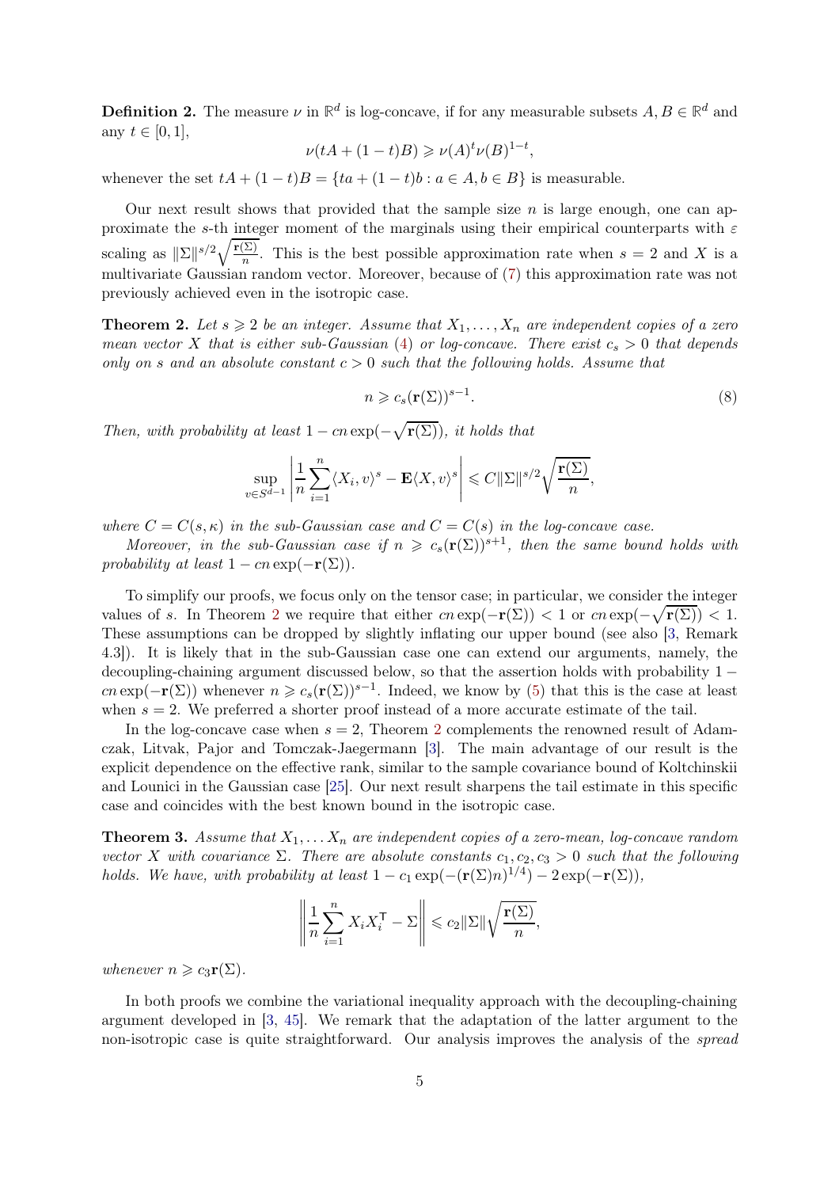**Definition 2.** The measure $\nu$ in $\mathbb{R}^d$ is log-concave, if for any measurable subsets $A, B \in \mathbb{R}^d$ and any $t \in [0, 1]$,

$$\nu(tA + (1-t)B) \geqslant \nu(A)^t \nu(B)^{1-t},$$

whenever the set $tA + (1-t)B = \{ta + (1-t)b : a \in A, b \in B\}$ is measurable.

Our next result shows that provided that the sample size $n$ is large enough, one can approximate the $s$-th integer moment of the marginals using their empirical counterparts with $\varepsilon$ scaling as $\|\Sigma\|^{s/2}\sqrt{\frac{\mathbf{r}(\Sigma)}{n}}$. This is the best possible approximation rate when $s = 2$ and $X$ is a multivariate Gaussian random vector. Moreover, because of (7) this approximation rate was not previously achieved even in the isotropic case.

**Theorem 2.** *Let $s \geqslant 2$ be an integer. Assume that $X_1, \ldots, X_n$ are independent copies of a zero mean vector $X$ that is either sub-Gaussian (4) or log-concave. There exist $c_s > 0$ that depends only on $s$ and an absolute constant $c > 0$ such that the following holds. Assume that*

$$n \geqslant c_s(\mathbf{r}(\Sigma))^{s-1}. \tag{8}$$

*Then, with probability at least $1 - cn\exp(-\sqrt{\mathbf{r}(\Sigma)})$, it holds that*

$$\sup_{v \in S^{d-1}} \left| \frac{1}{n}\sum_{i=1}^{n} \langle X_i, v\rangle^s - \mathbf{E}\langle X, v\rangle^s \right| \leqslant C\|\Sigma\|^{s/2}\sqrt{\frac{\mathbf{r}(\Sigma)}{n}},$$

*where $C = C(s, \kappa)$ in the sub-Gaussian case and $C = C(s)$ in the log-concave case.*

*Moreover, in the sub-Gaussian case if $n \geqslant c_s(\mathbf{r}(\Sigma))^{s+1}$, then the same bound holds with probability at least $1 - cn\exp(-\mathbf{r}(\Sigma))$.*

To simplify our proofs, we focus only on the tensor case; in particular, we consider the integer values of $s$. In Theorem 2 we require that either $cn\exp(-\mathbf{r}(\Sigma)) < 1$ or $cn\exp(-\sqrt{\mathbf{r}(\Sigma)}) < 1$. These assumptions can be dropped by slightly inflating our upper bound (see also [3, Remark 4.3]). It is likely that in the sub-Gaussian case one can extend our arguments, namely, the decoupling-chaining argument discussed below, so that the assertion holds with probability $1 - cn\exp(-\mathbf{r}(\Sigma))$ whenever $n \geqslant c_s(\mathbf{r}(\Sigma))^{s-1}$. Indeed, we know by (5) that this is the case at least when $s = 2$. We preferred a shorter proof instead of a more accurate estimate of the tail.

In the log-concave case when $s = 2$, Theorem 2 complements the renowned result of Adamczak, Litvak, Pajor and Tomczak-Jaegermann [3]. The main advantage of our result is the explicit dependence on the effective rank, similar to the sample covariance bound of Koltchinskii and Lounici in the Gaussian case [25]. Our next result sharpens the tail estimate in this specific case and coincides with the best known bound in the isotropic case.

**Theorem 3.** *Assume that $X_1, \ldots X_n$ are independent copies of a zero-mean, log-concave random vector $X$ with covariance $\Sigma$. There are absolute constants $c_1, c_2, c_3 > 0$ such that the following holds. We have, with probability at least $1 - c_1\exp(-(\mathbf{r}(\Sigma)n)^{1/4}) - 2\exp(-\mathbf{r}(\Sigma))$,*

$$\left\| \frac{1}{n}\sum_{i=1}^{n} X_i X_i^{\mathsf{T}} - \Sigma \right\| \leqslant c_2\|\Sigma\|\sqrt{\frac{\mathbf{r}(\Sigma)}{n}},$$

*whenever $n \geqslant c_3\mathbf{r}(\Sigma)$.*

In both proofs we combine the variational inequality approach with the decoupling-chaining argument developed in [3, 45]. We remark that the adaptation of the latter argument to the non-isotropic case is quite straightforward. Our analysis improves the analysis of the *spread*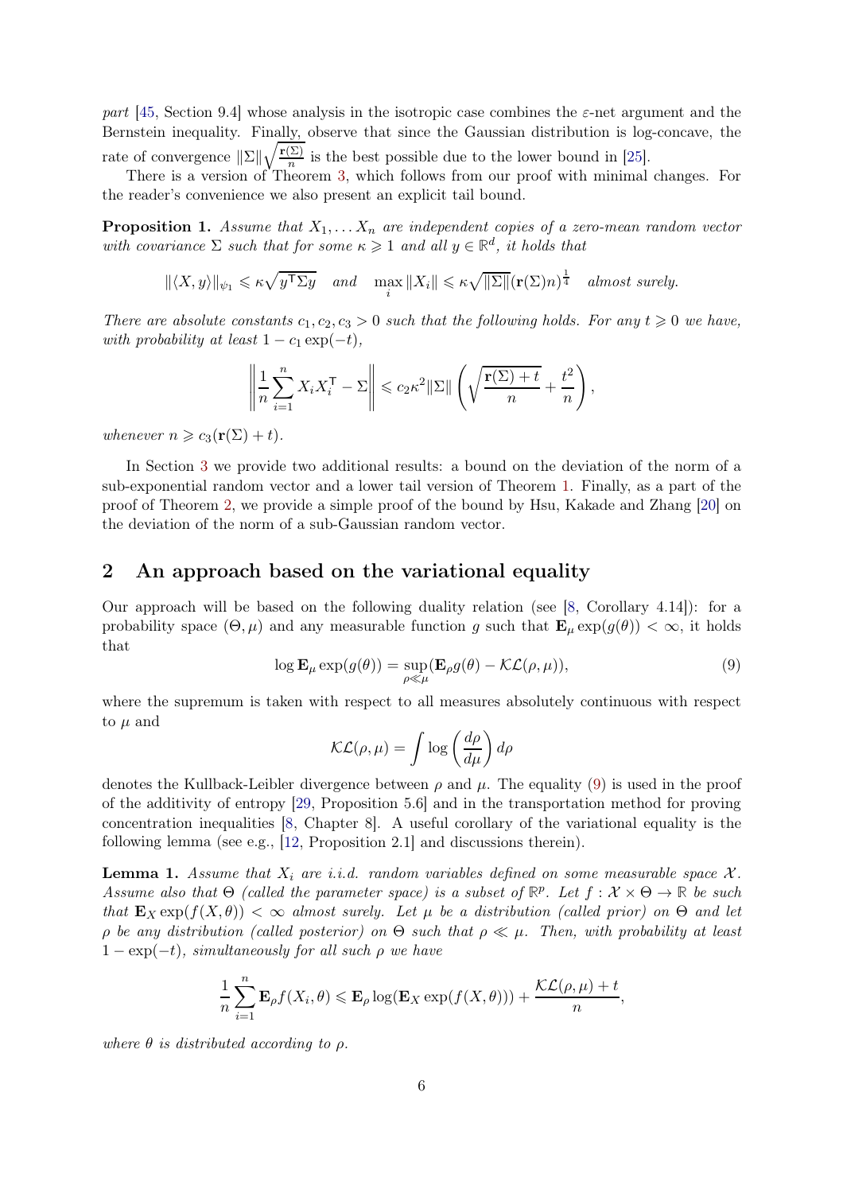*part* [45, Section 9.4] whose analysis in the isotropic case combines the $\varepsilon$-net argument and the Bernstein inequality. Finally, observe that since the Gaussian distribution is log-concave, the rate of convergence $\|\Sigma\|\sqrt{\frac{\mathbf{r}(\Sigma)}{n}}$ is the best possible due to the lower bound in [25].

There is a version of Theorem 3, which follows from our proof with minimal changes. For the reader's convenience we also present an explicit tail bound.

**Proposition 1.** *Assume that $X_1, \dots X_n$ are independent copies of a zero-mean random vector with covariance $\Sigma$ such that for some $\kappa \geqslant 1$ and all $y \in \mathbb{R}^d$, it holds that*

$$\|\langle X, y\rangle\|_{\psi_1} \leqslant \kappa\sqrt{y^{\mathsf{T}}\Sigma y} \quad \text{and} \quad \max_i \|X_i\| \leqslant \kappa\sqrt{\|\Sigma\|}(\mathbf{r}(\Sigma)n)^{\frac{1}{4}} \quad \text{almost surely.}$$

*There are absolute constants $c_1, c_2, c_3 > 0$ such that the following holds. For any $t \geqslant 0$ we have, with probability at least $1 - c_1\exp(-t)$,*

$$\left\|\frac{1}{n}\sum_{i=1}^{n} X_i X_i^{\mathsf{T}} - \Sigma\right\| \leqslant c_2\kappa^2\|\Sigma\|\left(\sqrt{\frac{\mathbf{r}(\Sigma) + t}{n}} + \frac{t^2}{n}\right),$$

*whenever $n \geqslant c_3(\mathbf{r}(\Sigma) + t)$.*

In Section 3 we provide two additional results: a bound on the deviation of the norm of a sub-exponential random vector and a lower tail version of Theorem 1. Finally, as a part of the proof of Theorem 2, we provide a simple proof of the bound by Hsu, Kakade and Zhang [20] on the deviation of the norm of a sub-Gaussian random vector.

## 2 An approach based on the variational equality

Our approach will be based on the following duality relation (see [8, Corollary 4.14]): for a probability space $(\Theta, \mu)$ and any measurable function $g$ such that $\mathbf{E}_\mu \exp(g(\theta)) < \infty$, it holds that

$$\log \mathbf{E}_\mu \exp(g(\theta)) = \sup_{\rho \ll \mu}(\mathbf{E}_\rho g(\theta) - \mathcal{KL}(\rho, \mu)), \tag{9}$$

where the supremum is taken with respect to all measures absolutely continuous with respect to $\mu$ and

$$\mathcal{KL}(\rho, \mu) = \int \log\left(\frac{d\rho}{d\mu}\right) d\rho$$

denotes the Kullback-Leibler divergence between $\rho$ and $\mu$. The equality (9) is used in the proof of the additivity of entropy [29, Proposition 5.6] and in the transportation method for proving concentration inequalities [8, Chapter 8]. A useful corollary of the variational equality is the following lemma (see e.g., [12, Proposition 2.1] and discussions therein).

**Lemma 1.** *Assume that $X_i$ are i.i.d. random variables defined on some measurable space $\mathcal{X}$. Assume also that $\Theta$ (called the parameter space) is a subset of $\mathbb{R}^p$. Let $f : \mathcal{X} \times \Theta \to \mathbb{R}$ be such that $\mathbf{E}_X \exp(f(X, \theta)) < \infty$ almost surely. Let $\mu$ be a distribution (called prior) on $\Theta$ and let $\rho$ be any distribution (called posterior) on $\Theta$ such that $\rho \ll \mu$. Then, with probability at least $1 - \exp(-t)$, simultaneously for all such $\rho$ we have*

$$\frac{1}{n}\sum_{i=1}^{n} \mathbf{E}_\rho f(X_i, \theta) \leqslant \mathbf{E}_\rho \log(\mathbf{E}_X \exp(f(X, \theta))) + \frac{\mathcal{KL}(\rho, \mu) + t}{n},$$

*where $\theta$ is distributed according to $\rho$.*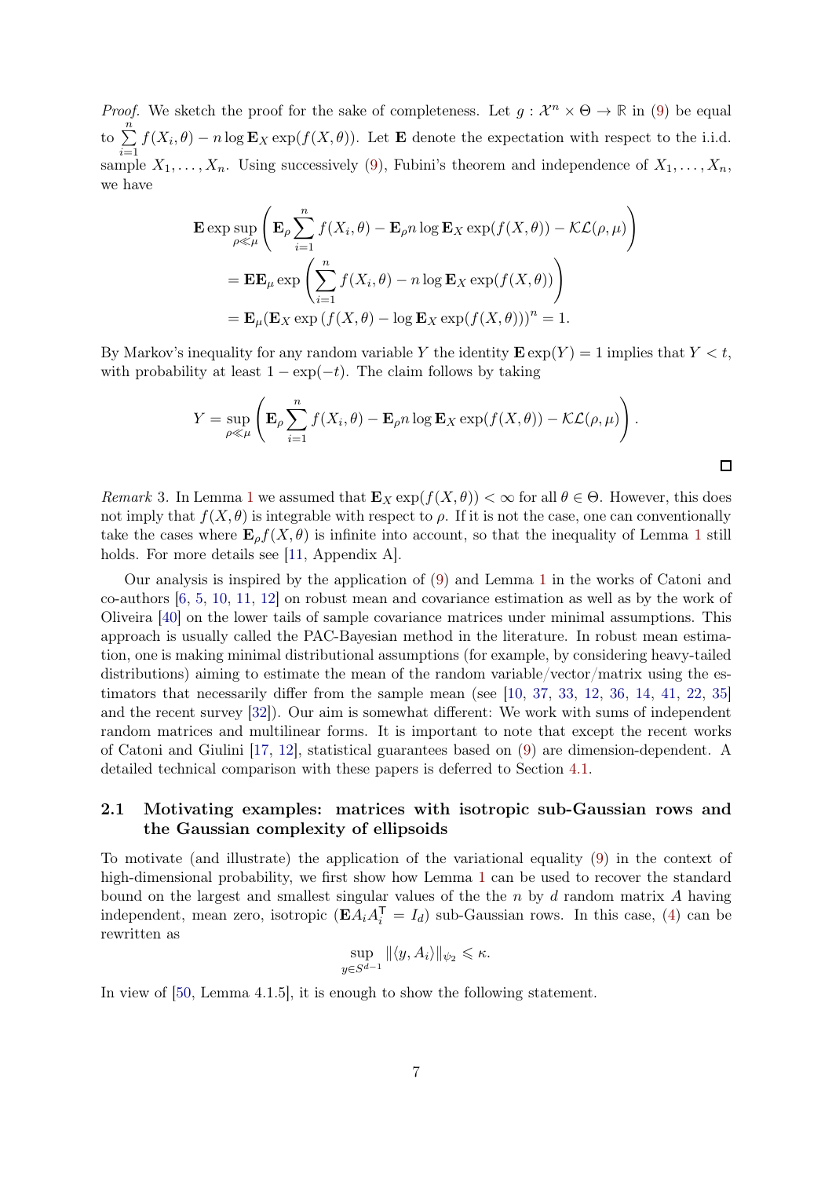*Proof.* We sketch the proof for the sake of completeness. Let $g : \mathcal{X}^n \times \Theta \to \mathbb{R}$ in (9) be equal to $\sum_{i=1}^{n} f(X_i, \theta) - n \log \mathbf{E}_X \exp(f(X, \theta))$. Let $\mathbf{E}$ denote the expectation with respect to the i.i.d. sample $X_1, \ldots, X_n$. Using successively (9), Fubini's theorem and independence of $X_1, \ldots, X_n$, we have

$$
\begin{aligned}
\mathbf{E} \exp \sup_{\rho \ll \mu} &\left( \mathbf{E}_\rho \sum_{i=1}^{n} f(X_i, \theta) - \mathbf{E}_\rho n \log \mathbf{E}_X \exp(f(X, \theta)) - \mathcal{KL}(\rho, \mu) \right) \\
&= \mathbf{E}\mathbf{E}_\mu \exp \left( \sum_{i=1}^{n} f(X_i, \theta) - n \log \mathbf{E}_X \exp(f(X, \theta)) \right) \\
&= \mathbf{E}_\mu (\mathbf{E}_X \exp\left(f(X, \theta) - \log \mathbf{E}_X \exp(f(X, \theta))\right)^n = 1.
\end{aligned}
$$

By Markov's inequality for any random variable $Y$ the identity $\mathbf{E} \exp(Y) = 1$ implies that $Y < t$, with probability at least $1 - \exp(-t)$. The claim follows by taking

$$
Y = \sup_{\rho \ll \mu} \left( \mathbf{E}_\rho \sum_{i=1}^{n} f(X_i, \theta) - \mathbf{E}_\rho n \log \mathbf{E}_X \exp(f(X, \theta)) - \mathcal{KL}(\rho, \mu) \right).
$$

$\square$

*Remark* 3. In Lemma 1 we assumed that $\mathbf{E}_X \exp(f(X, \theta)) < \infty$ for all $\theta \in \Theta$. However, this does not imply that $f(X, \theta)$ is integrable with respect to $\rho$. If it is not the case, one can conventionally take the cases where $\mathbf{E}_\rho f(X, \theta)$ is infinite into account, so that the inequality of Lemma 1 still holds. For more details see [11, Appendix A].

Our analysis is inspired by the application of (9) and Lemma 1 in the works of Catoni and co-authors [6, 5, 10, 11, 12] on robust mean and covariance estimation as well as by the work of Oliveira [40] on the lower tails of sample covariance matrices under minimal assumptions. This approach is usually called the PAC-Bayesian method in the literature. In robust mean estimation, one is making minimal distributional assumptions (for example, by considering heavy-tailed distributions) aiming to estimate the mean of the random variable/vector/matrix using the estimators that necessarily differ from the sample mean (see [10, 37, 33, 12, 36, 14, 41, 22, 35] and the recent survey [32]). Our aim is somewhat different: We work with sums of independent random matrices and multilinear forms. It is important to note that except the recent works of Catoni and Giulini [17, 12], statistical guarantees based on (9) are dimension-dependent. A detailed technical comparison with these papers is deferred to Section 4.1.

## 2.1 Motivating examples: matrices with isotropic sub-Gaussian rows and the Gaussian complexity of ellipsoids

To motivate (and illustrate) the application of the variational equality (9) in the context of high-dimensional probability, we first show how Lemma 1 can be used to recover the standard bound on the largest and smallest singular values of the the $n$ by $d$ random matrix $A$ having independent, mean zero, isotropic ($\mathbf{E}A_iA_i^{\mathsf{T}} = I_d$) sub-Gaussian rows. In this case, (4) can be rewritten as

$$
\sup_{y \in S^{d-1}} \|\langle y, A_i \rangle\|_{\psi_2} \leqslant \kappa.
$$

In view of [50, Lemma 4.1.5], it is enough to show the following statement.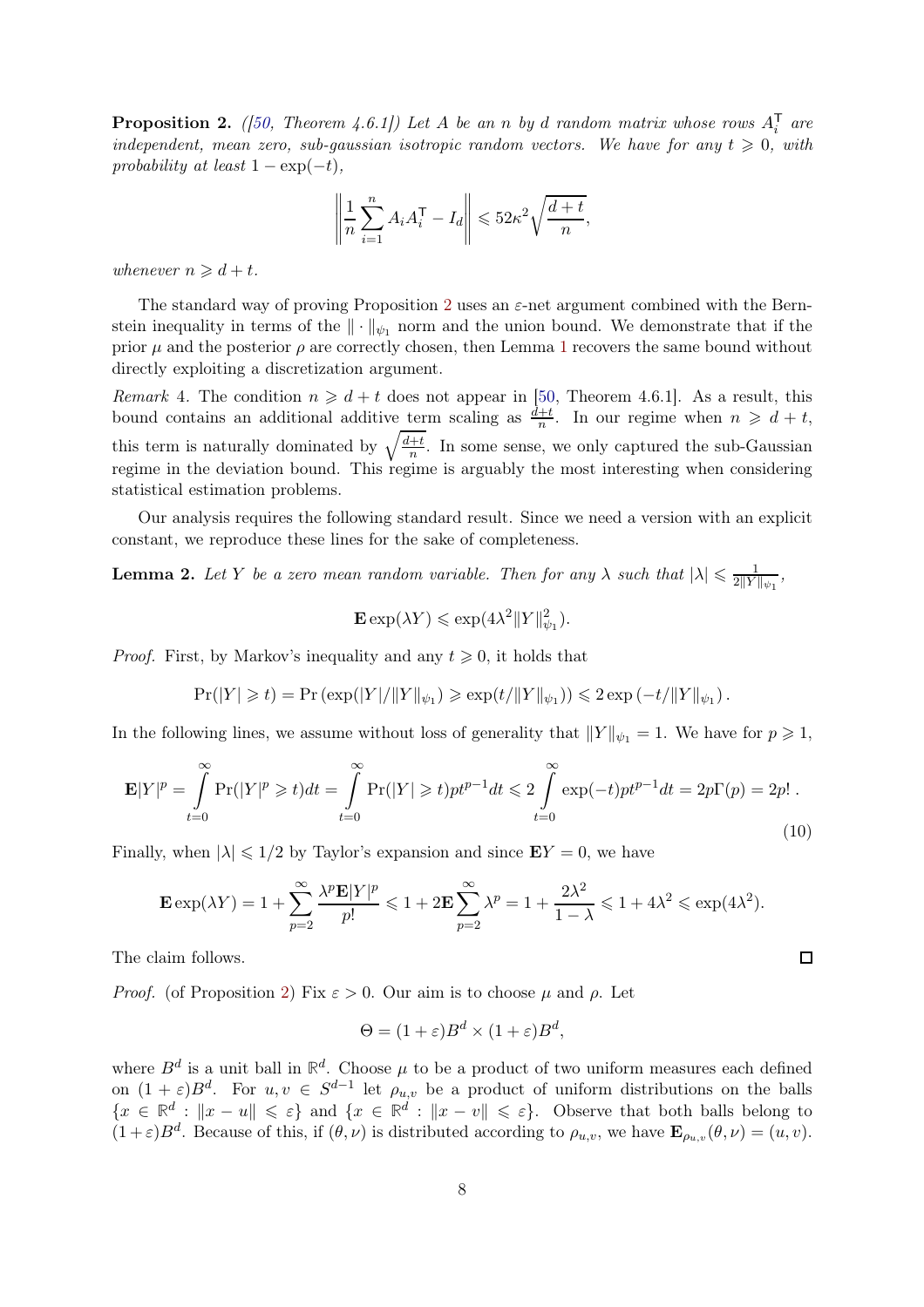**Proposition 2.** *([50, Theorem 4.6.1]) Let $A$ be an $n$ by $d$ random matrix whose rows $A_i^{\mathsf{T}}$ are independent, mean zero, sub-gaussian isotropic random vectors. We have for any $t \geqslant 0$, with probability at least $1 - \exp(-t)$,*

$$\left\| \frac{1}{n} \sum_{i=1}^{n} A_i A_i^{\mathsf{T}} - I_d \right\| \leqslant 52\kappa^2 \sqrt{\frac{d+t}{n}},$$

*whenever $n \geqslant d + t$.*

The standard way of proving Proposition 2 uses an $\varepsilon$-net argument combined with the Bernstein inequality in terms of the $\| \cdot \|_{\psi_1}$ norm and the union bound. We demonstrate that if the prior $\mu$ and the posterior $\rho$ are correctly chosen, then Lemma 1 recovers the same bound without directly exploiting a discretization argument.

*Remark* 4. The condition $n \geqslant d + t$ does not appear in [50, Theorem 4.6.1]. As a result, this bound contains an additional additive term scaling as $\frac{d+t}{n}$. In our regime when $n \geqslant d + t$, this term is naturally dominated by $\sqrt{\frac{d+t}{n}}$. In some sense, we only captured the sub-Gaussian regime in the deviation bound. This regime is arguably the most interesting when considering statistical estimation problems.

Our analysis requires the following standard result. Since we need a version with an explicit constant, we reproduce these lines for the sake of completeness.

**Lemma 2.** *Let $Y$ be a zero mean random variable. Then for any $\lambda$ such that $|\lambda| \leqslant \frac{1}{2\|Y\|_{\psi_1}}$,*

$$\mathbf{E} \exp(\lambda Y) \leqslant \exp(4\lambda^2 \|Y\|_{\psi_1}^2).$$

*Proof.* First, by Markov's inequality and any $t \geqslant 0$, it holds that

$$\Pr(|Y| \geqslant t) = \Pr\left(\exp(|Y|/\|Y\|_{\psi_1}) \geqslant \exp(t/\|Y\|_{\psi_1})\right) \leqslant 2 \exp\left(-t/\|Y\|_{\psi_1}\right).$$

In the following lines, we assume without loss of generality that $\|Y\|_{\psi_1} = 1$. We have for $p \geqslant 1$,

$$\mathbf{E}|Y|^p = \int_{t=0}^{\infty} \Pr(|Y|^p \geqslant t) dt = \int_{t=0}^{\infty} \Pr(|Y| \geqslant t) p t^{p-1} dt \leqslant 2 \int_{t=0}^{\infty} \exp(-t) p t^{p-1} dt = 2p\Gamma(p) = 2p!\,. \tag{10}$$

Finally, when $|\lambda| \leqslant 1/2$ by Taylor's expansion and since $\mathbf{E}Y = 0$, we have

$$\mathbf{E} \exp(\lambda Y) = 1 + \sum_{p=2}^{\infty} \frac{\lambda^p \mathbf{E}|Y|^p}{p!} \leqslant 1 + 2\mathbf{E} \sum_{p=2}^{\infty} \lambda^p = 1 + \frac{2\lambda^2}{1-\lambda} \leqslant 1 + 4\lambda^2 \leqslant \exp(4\lambda^2).$$

The claim follows. $\square$

*Proof.* (of Proposition 2) Fix $\varepsilon > 0$. Our aim is to choose $\mu$ and $\rho$. Let

$$\Theta = (1 + \varepsilon)B^d \times (1 + \varepsilon)B^d,$$

where $B^d$ is a unit ball in $\mathbb{R}^d$. Choose $\mu$ to be a product of two uniform measures each defined on $(1 + \varepsilon)B^d$. For $u, v \in S^{d-1}$ let $\rho_{u,v}$ be a product of uniform distributions on the balls $\{x \in \mathbb{R}^d : \|x - u\| \leqslant \varepsilon\}$ and $\{x \in \mathbb{R}^d : \|x - v\| \leqslant \varepsilon\}$. Observe that both balls belong to $(1+\varepsilon)B^d$. Because of this, if $(\theta, \nu)$ is distributed according to $\rho_{u,v}$, we have $\mathbf{E}_{\rho_{u,v}}(\theta, \nu) = (u, v)$.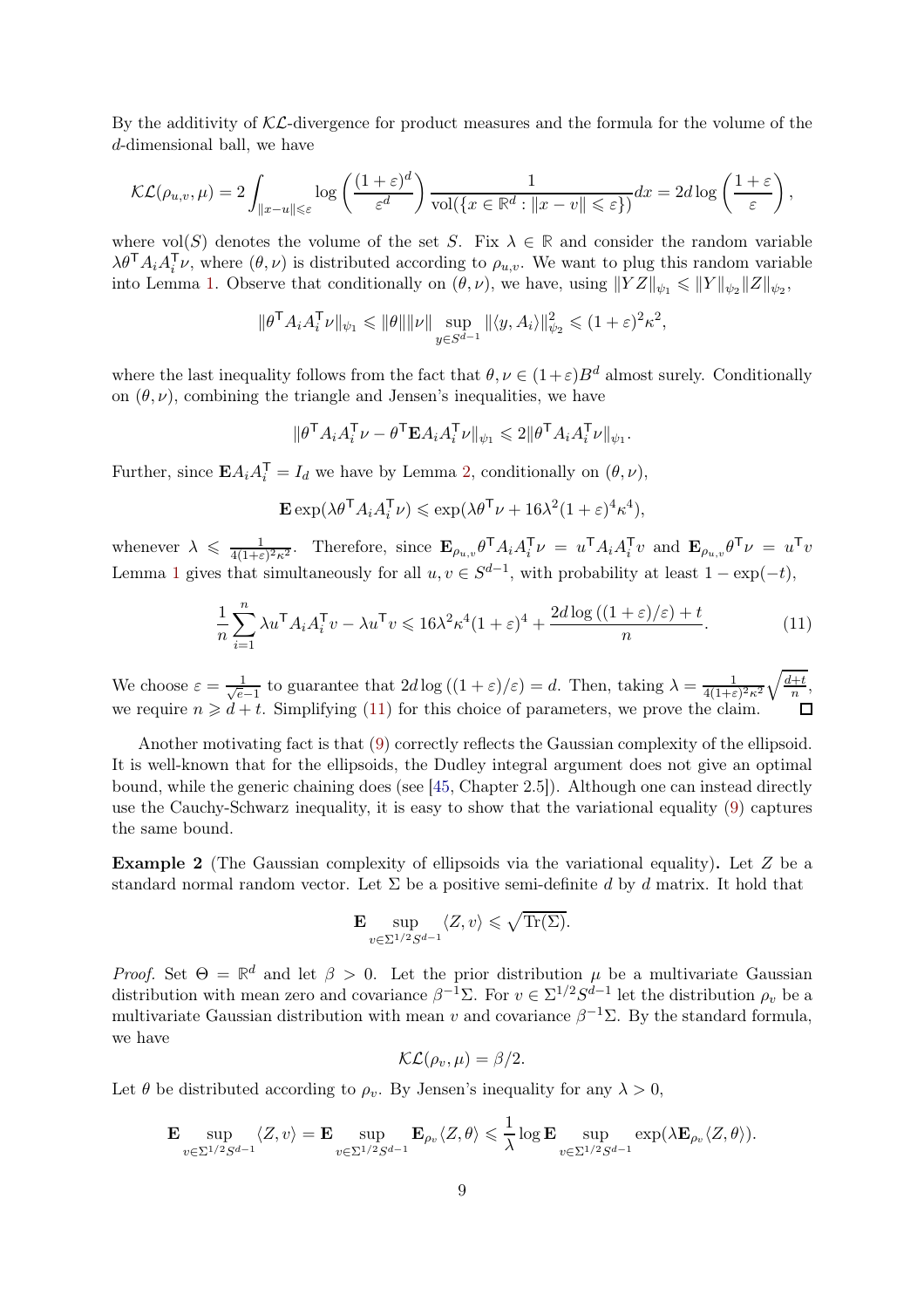By the additivity of $\mathcal{KL}$-divergence for product measures and the formula for the volume of the $d$-dimensional ball, we have

$$
\mathcal{KL}(\rho_{u,v}, \mu) = 2\int_{\|x-u\|\leqslant \varepsilon} \log\left(\frac{(1+\varepsilon)^d}{\varepsilon^d}\right)\frac{1}{\mathrm{vol}(\{x \in \mathbb{R}^d : \|x - v\| \leqslant \varepsilon\})}dx = 2d\log\left(\frac{1+\varepsilon}{\varepsilon}\right),
$$

where $\mathrm{vol}(S)$ denotes the volume of the set $S$. Fix $\lambda \in \mathbb{R}$ and consider the random variable $\lambda\theta^{\mathsf{T}}A_iA_i^{\mathsf{T}}\nu$, where $(\theta, \nu)$ is distributed according to $\rho_{u,v}$. We want to plug this random variable into Lemma 1. Observe that conditionally on $(\theta, \nu)$, we have, using $\|YZ\|_{\psi_1} \leqslant \|Y\|_{\psi_2}\|Z\|_{\psi_2}$,

$$
\|\theta^{\mathsf{T}}A_iA_i^{\mathsf{T}}\nu\|_{\psi_1} \leqslant \|\theta\|\|\nu\|\sup_{y\in S^{d-1}}\|\langle y, A_i\rangle\|_{\psi_2}^2 \leqslant (1+\varepsilon)^2\kappa^2,
$$

where the last inequality follows from the fact that $\theta, \nu \in (1+\varepsilon)B^d$ almost surely. Conditionally on $(\theta, \nu)$, combining the triangle and Jensen's inequalities, we have

$$
\|\theta^{\mathsf{T}}A_iA_i^{\mathsf{T}}\nu - \theta^{\mathsf{T}}\mathbf{E}A_iA_i^{\mathsf{T}}\nu\|_{\psi_1} \leqslant 2\|\theta^{\mathsf{T}}A_iA_i^{\mathsf{T}}\nu\|_{\psi_1}.
$$

Further, since $\mathbf{E}A_iA_i^{\mathsf{T}} = I_d$ we have by Lemma 2, conditionally on $(\theta, \nu)$,

$$
\mathbf{E}\exp(\lambda\theta^{\mathsf{T}}A_iA_i^{\mathsf{T}}\nu) \leqslant \exp(\lambda\theta^{\mathsf{T}}\nu + 16\lambda^2(1+\varepsilon)^4\kappa^4),
$$

whenever $\lambda \leqslant \frac{1}{4(1+\varepsilon)^2\kappa^2}$. Therefore, since $\mathbf{E}_{\rho_{u,v}}\theta^{\mathsf{T}}A_iA_i^{\mathsf{T}}\nu = u^{\mathsf{T}}A_iA_i^{\mathsf{T}}v$ and $\mathbf{E}_{\rho_{u,v}}\theta^{\mathsf{T}}\nu = u^{\mathsf{T}}v$ Lemma 1 gives that simultaneously for all $u, v \in S^{d-1}$, with probability at least $1 - \exp(-t)$,

$$
\frac{1}{n}\sum_{i=1}^n \lambda u^{\mathsf{T}}A_iA_i^{\mathsf{T}}v - \lambda u^{\mathsf{T}}v \leqslant 16\lambda^2\kappa^4(1+\varepsilon)^4 + \frac{2d\log((1+\varepsilon)/\varepsilon) + t}{n}. \tag{11}
$$

We choose $\varepsilon = \frac{1}{\sqrt{e}-1}$ to guarantee that $2d\log((1+\varepsilon)/\varepsilon) = d$. Then, taking $\lambda = \frac{1}{4(1+\varepsilon)^2\kappa^2}\sqrt{\frac{d+t}{n}}$, we require $n \geqslant d + t$. Simplifying (11) for this choice of parameters, we prove the claim. ◻

Another motivating fact is that (9) correctly reflects the Gaussian complexity of the ellipsoid. It is well-known that for the ellipsoids, the Dudley integral argument does not give an optimal bound, while the generic chaining does (see [45, Chapter 2.5]). Although one can instead directly use the Cauchy-Schwarz inequality, it is easy to show that the variational equality (9) captures the same bound.

**Example 2** (The Gaussian complexity of ellipsoids via the variational equality)**.** Let $Z$ be a standard normal random vector. Let $\Sigma$ be a positive semi-definite $d$ by $d$ matrix. It hold that

$$
\mathbf{E}\sup_{v\in\Sigma^{1/2}S^{d-1}}\langle Z, v\rangle \leqslant \sqrt{\mathrm{Tr}(\Sigma)}.
$$

*Proof.* Set $\Theta = \mathbb{R}^d$ and let $\beta > 0$. Let the prior distribution $\mu$ be a multivariate Gaussian distribution with mean zero and covariance $\beta^{-1}\Sigma$. For $v \in \Sigma^{1/2}S^{d-1}$ let the distribution $\rho_v$ be a multivariate Gaussian distribution with mean $v$ and covariance $\beta^{-1}\Sigma$. By the standard formula, we have

$$
\mathcal{KL}(\rho_v, \mu) = \beta/2.
$$

Let $\theta$ be distributed according to $\rho_v$. By Jensen's inequality for any $\lambda > 0$,

$$
\mathbf{E}\sup_{v\in\Sigma^{1/2}S^{d-1}}\langle Z, v\rangle = \mathbf{E}\sup_{v\in\Sigma^{1/2}S^{d-1}}\mathbf{E}_{\rho_v}\langle Z, \theta\rangle \leqslant \frac{1}{\lambda}\log\mathbf{E}\sup_{v\in\Sigma^{1/2}S^{d-1}}\exp(\lambda\mathbf{E}_{\rho_v}\langle Z, \theta\rangle).
$$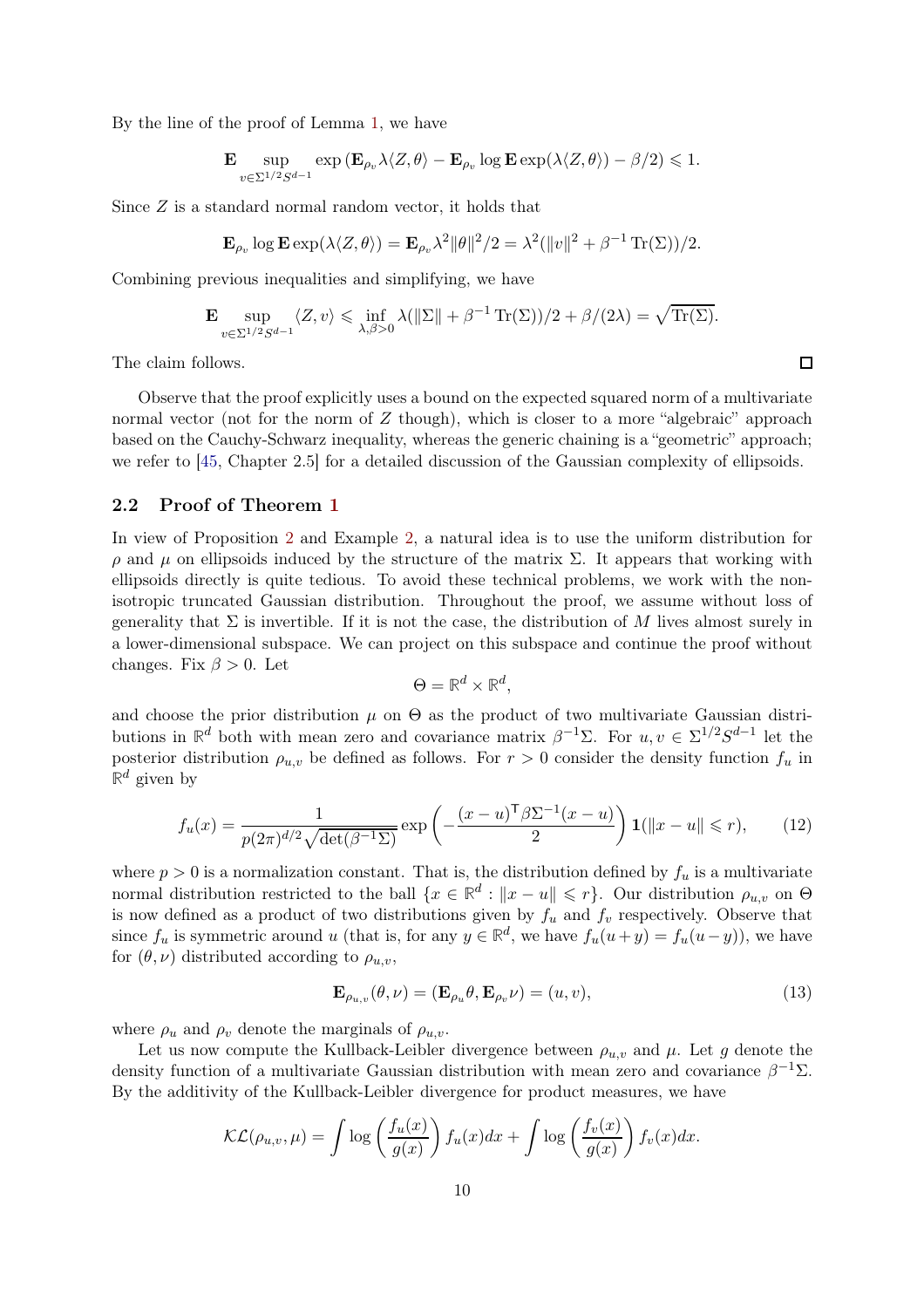By the line of the proof of Lemma 1, we have

$$\mathbf{E} \sup_{v \in \Sigma^{1/2} S^{d-1}} \exp\left(\mathbf{E}_{\rho_v} \lambda \langle Z, \theta\rangle - \mathbf{E}_{\rho_v} \log \mathbf{E} \exp(\lambda \langle Z, \theta\rangle) - \beta/2\right) \leqslant 1.$$

Since $Z$ is a standard normal random vector, it holds that

$$\mathbf{E}_{\rho_v} \log \mathbf{E} \exp(\lambda \langle Z, \theta\rangle) = \mathbf{E}_{\rho_v} \lambda^2 \|\theta\|^2/2 = \lambda^2(\|v\|^2 + \beta^{-1}\operatorname{Tr}(\Sigma))/2.$$

Combining previous inequalities and simplifying, we have

$$\mathbf{E} \sup_{v \in \Sigma^{1/2} S^{d-1}} \langle Z, v\rangle \leqslant \inf_{\lambda, \beta > 0} \lambda(\|\Sigma\| + \beta^{-1}\operatorname{Tr}(\Sigma))/2 + \beta/(2\lambda) = \sqrt{\operatorname{Tr}(\Sigma)}.$$

The claim follows. $\square$

Observe that the proof explicitly uses a bound on the expected squared norm of a multivariate normal vector (not for the norm of $Z$ though), which is closer to a more "algebraic" approach based on the Cauchy-Schwarz inequality, whereas the generic chaining is a "geometric" approach; we refer to [45, Chapter 2.5] for a detailed discussion of the Gaussian complexity of ellipsoids.

### 2.2 Proof of Theorem 1

In view of Proposition 2 and Example 2, a natural idea is to use the uniform distribution for $\rho$ and $\mu$ on ellipsoids induced by the structure of the matrix $\Sigma$. It appears that working with ellipsoids directly is quite tedious. To avoid these technical problems, we work with the non-isotropic truncated Gaussian distribution. Throughout the proof, we assume without loss of generality that $\Sigma$ is invertible. If it is not the case, the distribution of $M$ lives almost surely in a lower-dimensional subspace. We can project on this subspace and continue the proof without changes. Fix $\beta > 0$. Let

$$\Theta = \mathbb{R}^d \times \mathbb{R}^d,$$

and choose the prior distribution $\mu$ on $\Theta$ as the product of two multivariate Gaussian distributions in $\mathbb{R}^d$ both with mean zero and covariance matrix $\beta^{-1}\Sigma$. For $u, v \in \Sigma^{1/2} S^{d-1}$ let the posterior distribution $\rho_{u,v}$ be defined as follows. For $r > 0$ consider the density function $f_u$ in $\mathbb{R}^d$ given by

$$f_u(x) = \frac{1}{p(2\pi)^{d/2}\sqrt{\det(\beta^{-1}\Sigma)}} \exp\left(-\frac{(x-u)^{\mathsf{T}} \beta \Sigma^{-1} (x-u)}{2}\right) \mathbf{1}(\|x - u\| \leqslant r), \tag{12}$$

where $p > 0$ is a normalization constant. That is, the distribution defined by $f_u$ is a multivariate normal distribution restricted to the ball $\{x \in \mathbb{R}^d : \|x - u\| \leqslant r\}$. Our distribution $\rho_{u,v}$ on $\Theta$ is now defined as a product of two distributions given by $f_u$ and $f_v$ respectively. Observe that since $f_u$ is symmetric around $u$ (that is, for any $y \in \mathbb{R}^d$, we have $f_u(u+y) = f_u(u-y)$), we have for $(\theta, \nu)$ distributed according to $\rho_{u,v}$,

$$\mathbf{E}_{\rho_{u,v}}(\theta, \nu) = (\mathbf{E}_{\rho_u}\theta, \mathbf{E}_{\rho_v}\nu) = (u, v), \tag{13}$$

where $\rho_u$ and $\rho_v$ denote the marginals of $\rho_{u,v}$.

Let us now compute the Kullback-Leibler divergence between $\rho_{u,v}$ and $\mu$. Let $g$ denote the density function of a multivariate Gaussian distribution with mean zero and covariance $\beta^{-1}\Sigma$. By the additivity of the Kullback-Leibler divergence for product measures, we have

$$\mathcal{KL}(\rho_{u,v}, \mu) = \int \log\left(\frac{f_u(x)}{g(x)}\right) f_u(x) dx + \int \log\left(\frac{f_v(x)}{g(x)}\right) f_v(x) dx.$$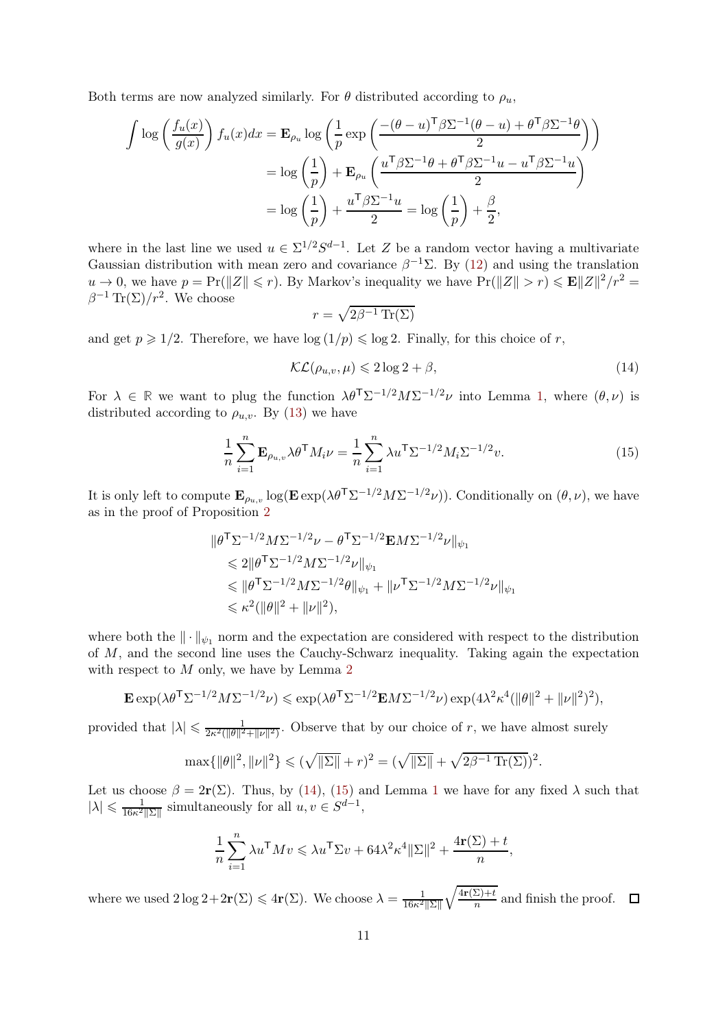Both terms are now analyzed similarly. For $\theta$ distributed according to $\rho_u$,

$$
\begin{aligned}
\int \log\left(\frac{f_u(x)}{g(x)}\right) f_u(x)dx &= \mathbf{E}_{\rho_u} \log\left(\frac{1}{p}\exp\left(\frac{-(\theta-u)^{\mathsf{T}}\beta\Sigma^{-1}(\theta-u)+\theta^{\mathsf{T}}\beta\Sigma^{-1}\theta}{2}\right)\right)\\
&= \log\left(\frac{1}{p}\right) + \mathbf{E}_{\rho_u}\left(\frac{u^{\mathsf{T}}\beta\Sigma^{-1}\theta+\theta^{\mathsf{T}}\beta\Sigma^{-1}u-u^{\mathsf{T}}\beta\Sigma^{-1}u}{2}\right)\\
&= \log\left(\frac{1}{p}\right) + \frac{u^{\mathsf{T}}\beta\Sigma^{-1}u}{2} = \log\left(\frac{1}{p}\right)+\frac{\beta}{2},
\end{aligned}
$$

where in the last line we used $u \in \Sigma^{1/2}S^{d-1}$. Let $Z$ be a random vector having a multivariate Gaussian distribution with mean zero and covariance $\beta^{-1}\Sigma$. By (12) and using the translation $u \to 0$, we have $p = \Pr(\|Z\| \leqslant r)$. By Markov's inequality we have $\Pr(\|Z\| > r) \leqslant \mathbf{E}\|Z\|^2/r^2 = \beta^{-1}\operatorname{Tr}(\Sigma)/r^2$. We choose

$$
r = \sqrt{2\beta^{-1}\operatorname{Tr}(\Sigma)}
$$

and get $p \geqslant 1/2$. Therefore, we have $\log(1/p) \leqslant \log 2$. Finally, for this choice of $r$,

$$
\mathcal{KL}(\rho_{u,v}, \mu) \leqslant 2\log 2 + \beta, \tag{14}
$$

For $\lambda \in \mathbb{R}$ we want to plug the function $\lambda\theta^{\mathsf{T}}\Sigma^{-1/2}M\Sigma^{-1/2}\nu$ into Lemma 1, where $(\theta, \nu)$ is distributed according to $\rho_{u,v}$. By (13) we have

$$
\frac{1}{n}\sum_{i=1}^{n}\mathbf{E}_{\rho_{u,v}}\lambda\theta^{\mathsf{T}}M_i\nu = \frac{1}{n}\sum_{i=1}^{n}\lambda u^{\mathsf{T}}\Sigma^{-1/2}M_i\Sigma^{-1/2}v. \tag{15}
$$

It is only left to compute $\mathbf{E}_{\rho_{u,v}}\log(\mathbf{E}\exp(\lambda\theta^{\mathsf{T}}\Sigma^{-1/2}M\Sigma^{-1/2}\nu))$. Conditionally on $(\theta,\nu)$, we have as in the proof of Proposition 2

$$
\begin{aligned}
&\|\theta^{\mathsf{T}}\Sigma^{-1/2}M\Sigma^{-1/2}\nu - \theta^{\mathsf{T}}\Sigma^{-1/2}\mathbf{E}M\Sigma^{-1/2}\nu\|_{\psi_1}\\
&\quad\leqslant 2\|\theta^{\mathsf{T}}\Sigma^{-1/2}M\Sigma^{-1/2}\nu\|_{\psi_1}\\
&\quad\leqslant \|\theta^{\mathsf{T}}\Sigma^{-1/2}M\Sigma^{-1/2}\theta\|_{\psi_1} + \|\nu^{\mathsf{T}}\Sigma^{-1/2}M\Sigma^{-1/2}\nu\|_{\psi_1}\\
&\quad\leqslant \kappa^2(\|\theta\|^2+\|\nu\|^2),
\end{aligned}
$$

where both the $\|\cdot\|_{\psi_1}$ norm and the expectation are considered with respect to the distribution of $M$, and the second line uses the Cauchy-Schwarz inequality. Taking again the expectation with respect to $M$ only, we have by Lemma 2

$$
\mathbf{E}\exp(\lambda\theta^{\mathsf{T}}\Sigma^{-1/2}M\Sigma^{-1/2}\nu) \leqslant \exp(\lambda\theta^{\mathsf{T}}\Sigma^{-1/2}\mathbf{E}M\Sigma^{-1/2}\nu)\exp(4\lambda^2\kappa^4(\|\theta\|^2+\|\nu\|^2)^2),
$$

provided that $|\lambda| \leqslant \frac{1}{2\kappa^2(\|\theta\|^2+\|\nu\|^2)}$. Observe that by our choice of $r$, we have almost surely

$$
\max\{\|\theta\|^2, \|\nu\|^2\} \leqslant (\sqrt{\|\Sigma\|}+r)^2 = (\sqrt{\|\Sigma\|}+\sqrt{2\beta^{-1}\operatorname{Tr}(\Sigma)})^2.
$$

Let us choose $\beta = 2\mathbf{r}(\Sigma)$. Thus, by (14), (15) and Lemma 1 we have for any fixed $\lambda$ such that $|\lambda| \leqslant \frac{1}{16\kappa^2\|\Sigma\|}$ simultaneously for all $u, v \in S^{d-1}$,

$$
\frac{1}{n}\sum_{i=1}^{n}\lambda u^{\mathsf{T}}Mv \leqslant \lambda u^{\mathsf{T}}\Sigma v + 64\lambda^2\kappa^4\|\Sigma\|^2 + \frac{4\mathbf{r}(\Sigma)+t}{n},
$$

where we used $2\log 2 + 2\mathbf{r}(\Sigma) \leqslant 4\mathbf{r}(\Sigma)$. We choose $\lambda = \frac{1}{16\kappa^2\|\Sigma\|}\sqrt{\frac{4\mathbf{r}(\Sigma)+t}{n}}$ and finish the proof. $\square$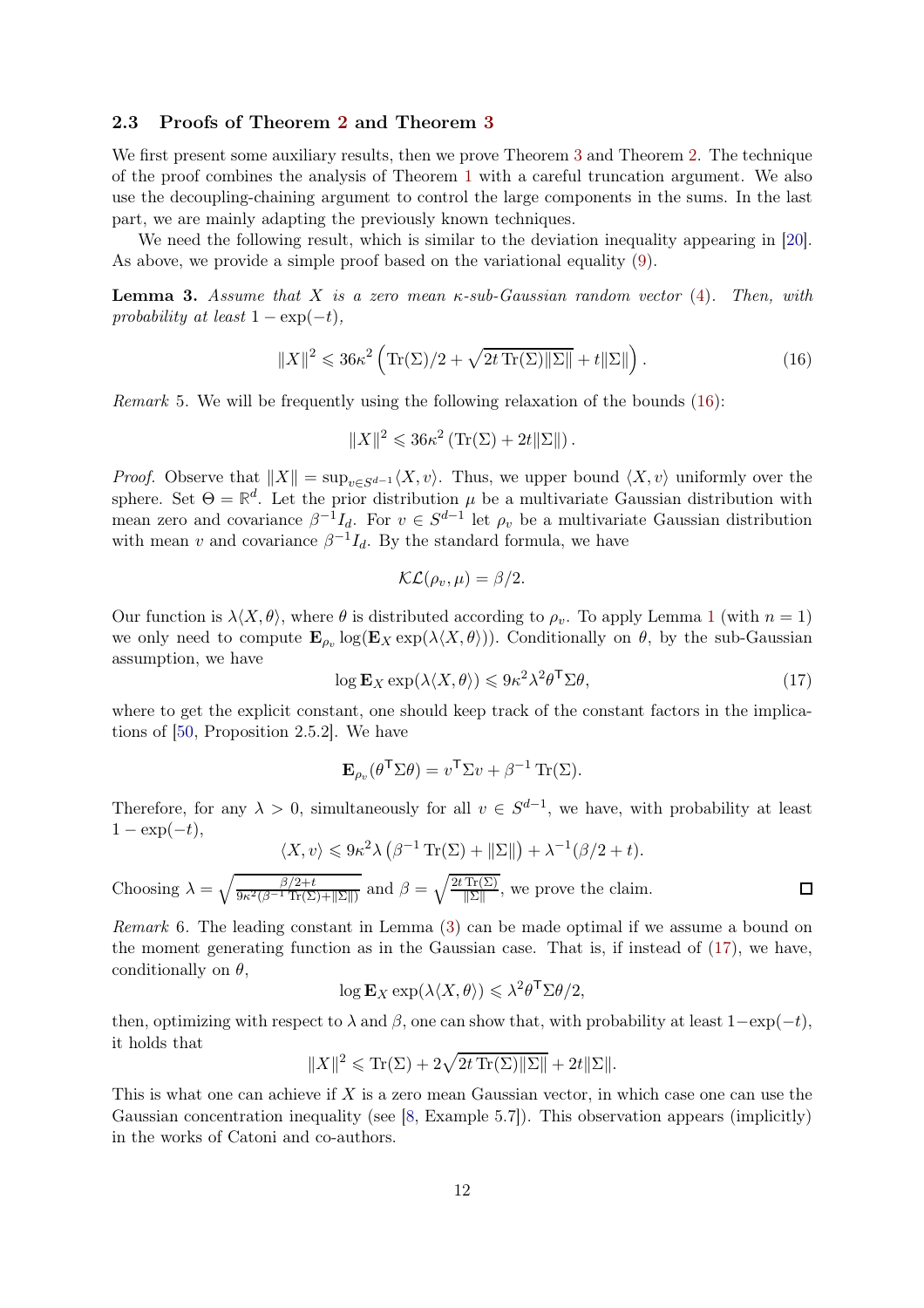### 2.3 Proofs of Theorem 2 and Theorem 3

We first present some auxiliary results, then we prove Theorem 3 and Theorem 2. The technique of the proof combines the analysis of Theorem 1 with a careful truncation argument. We also use the decoupling-chaining argument to control the large components in the sums. In the last part, we are mainly adapting the previously known techniques.

We need the following result, which is similar to the deviation inequality appearing in [20]. As above, we provide a simple proof based on the variational equality (9).

**Lemma 3.** *Assume that $X$ is a zero mean $\kappa$-sub-Gaussian random vector (4). Then, with probability at least $1 - \exp(-t)$,*

$$
\|X\|^2 \leqslant 36\kappa^2 \left(\operatorname{Tr}(\Sigma)/2 + \sqrt{2t\operatorname{Tr}(\Sigma)\|\Sigma\|} + t\|\Sigma\|\right). \tag{16}
$$

*Remark* 5. We will be frequently using the following relaxation of the bounds (16):

$$
\|X\|^2 \leqslant 36\kappa^2 \left(\operatorname{Tr}(\Sigma) + 2t\|\Sigma\|\right).
$$

*Proof.* Observe that $\|X\| = \sup_{v \in S^{d-1}} \langle X, v\rangle$. Thus, we upper bound $\langle X, v\rangle$ uniformly over the sphere. Set $\Theta = \mathbb{R}^d$. Let the prior distribution $\mu$ be a multivariate Gaussian distribution with mean zero and covariance $\beta^{-1} I_d$. For $v \in S^{d-1}$ let $\rho_v$ be a multivariate Gaussian distribution with mean $v$ and covariance $\beta^{-1} I_d$. By the standard formula, we have

$$
\mathcal{KL}(\rho_v, \mu) = \beta/2.
$$

Our function is $\lambda\langle X, \theta\rangle$, where $\theta$ is distributed according to $\rho_v$. To apply Lemma 1 (with $n = 1$) we only need to compute $\mathbf{E}_{\rho_v} \log(\mathbf{E}_X \exp(\lambda\langle X, \theta\rangle))$. Conditionally on $\theta$, by the sub-Gaussian assumption, we have

$$
\log \mathbf{E}_X \exp(\lambda\langle X, \theta\rangle) \leqslant 9\kappa^2\lambda^2\theta^{\mathsf{T}}\Sigma\theta, \tag{17}
$$

where to get the explicit constant, one should keep track of the constant factors in the implications of [50, Proposition 2.5.2]. We have

$$
\mathbf{E}_{\rho_v}(\theta^{\mathsf{T}}\Sigma\theta) = v^{\mathsf{T}}\Sigma v + \beta^{-1}\operatorname{Tr}(\Sigma).
$$

Therefore, for any $\lambda > 0$, simultaneously for all $v \in S^{d-1}$, we have, with probability at least $1 - \exp(-t)$,

$$
\langle X, v\rangle \leqslant 9\kappa^2\lambda\left(\beta^{-1}\operatorname{Tr}(\Sigma) + \|\Sigma\|\right) + \lambda^{-1}(\beta/2 + t).
$$

Choosing $\lambda = \sqrt{\frac{\beta/2 + t}{9\kappa^2(\beta^{-1}\operatorname{Tr}(\Sigma) + \|\Sigma\|)}}$ and $\beta = \sqrt{\frac{2t\operatorname{Tr}(\Sigma)}{\|\Sigma\|}}$, we prove the claim. $\square$

*Remark* 6. The leading constant in Lemma (3) can be made optimal if we assume a bound on the moment generating function as in the Gaussian case. That is, if instead of (17), we have, conditionally on $\theta$,

$$
\log \mathbf{E}_X \exp(\lambda\langle X, \theta\rangle) \leqslant \lambda^2\theta^{\mathsf{T}}\Sigma\theta/2,
$$

then, optimizing with respect to $\lambda$ and $\beta$, one can show that, with probability at least $1-\exp(-t)$, it holds that

$$
\|X\|^2 \leqslant \operatorname{Tr}(\Sigma) + 2\sqrt{2t\operatorname{Tr}(\Sigma)\|\Sigma\|} + 2t\|\Sigma\|.
$$

This is what one can achieve if $X$ is a zero mean Gaussian vector, in which case one can use the Gaussian concentration inequality (see [8, Example 5.7]). This observation appears (implicitly) in the works of Catoni and co-authors.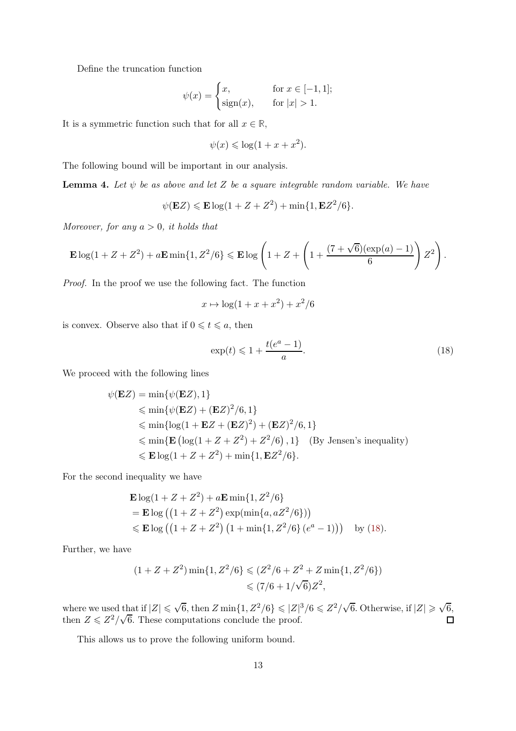Define the truncation function

$$\psi(x) = \begin{cases} x, & \text{for } x \in [-1, 1]; \\ \operatorname{sign}(x), & \text{for } |x| > 1. \end{cases}$$

It is a symmetric function such that for all $x \in \mathbb{R}$,

$$\psi(x) \leqslant \log(1 + x + x^2).$$

The following bound will be important in our analysis.

**Lemma 4.** *Let $\psi$ be as above and let $Z$ be a square integrable random variable. We have*

$$\psi(\mathbf{E}Z) \leqslant \mathbf{E}\log(1 + Z + Z^2) + \min\{1, \mathbf{E}Z^2/6\}.$$

*Moreover, for any $a > 0$, it holds that*

$$\mathbf{E}\log(1 + Z + Z^2) + a\mathbf{E}\min\{1, Z^2/6\} \leqslant \mathbf{E}\log\left(1 + Z + \left(1 + \frac{(7+\sqrt{6})(\exp(a) - 1)}{6}\right)Z^2\right).$$

*Proof.* In the proof we use the following fact. The function

$$x \mapsto \log(1 + x + x^2) + x^2/6$$

is convex. Observe also that if $0 \leqslant t \leqslant a$, then

$$\exp(t) \leqslant 1 + \frac{t(e^a - 1)}{a}. \tag{18}$$

We proceed with the following lines

$$\begin{aligned}
\psi(\mathbf{E}Z) &= \min\{\psi(\mathbf{E}Z), 1\} \\
&\leqslant \min\{\psi(\mathbf{E}Z) + (\mathbf{E}Z)^2/6, 1\} \\
&\leqslant \min\{\log(1 + \mathbf{E}Z + (\mathbf{E}Z)^2) + (\mathbf{E}Z)^2/6, 1\} \\
&\leqslant \min\{\mathbf{E}\left(\log(1 + Z + Z^2) + Z^2/6\right), 1\} \quad \text{(By Jensen's inequality)} \\
&\leqslant \mathbf{E}\log(1 + Z + Z^2) + \min\{1, \mathbf{E}Z^2/6\}.
\end{aligned}$$

For the second inequality we have

$$\begin{aligned}
&\mathbf{E}\log(1 + Z + Z^2) + a\mathbf{E}\min\{1, Z^2/6\} \\
&= \mathbf{E}\log\left(\left(1 + Z + Z^2\right)\exp(\min\{a, aZ^2/6\})\right) \\
&\leqslant \mathbf{E}\log\left(\left(1 + Z + Z^2\right)\left(1 + \min\{1, Z^2/6\}\left(e^a - 1\right)\right)\right) \quad \text{by (18)}.
\end{aligned}$$

Further, we have

$$\begin{aligned}
(1 + Z + Z^2)\min\{1, Z^2/6\} &\leqslant (Z^2/6 + Z^2 + Z\min\{1, Z^2/6\}) \\
&\leqslant (7/6 + 1/\sqrt{6})Z^2,
\end{aligned}$$

where we used that if $|Z| \leqslant \sqrt{6}$, then $Z\min\{1, Z^2/6\} \leqslant |Z|^3/6 \leqslant Z^2/\sqrt{6}$. Otherwise, if $|Z| \geqslant \sqrt{6}$, then $Z \leqslant Z^2/\sqrt{6}$. These computations conclude the proof. $\square$

This allows us to prove the following uniform bound.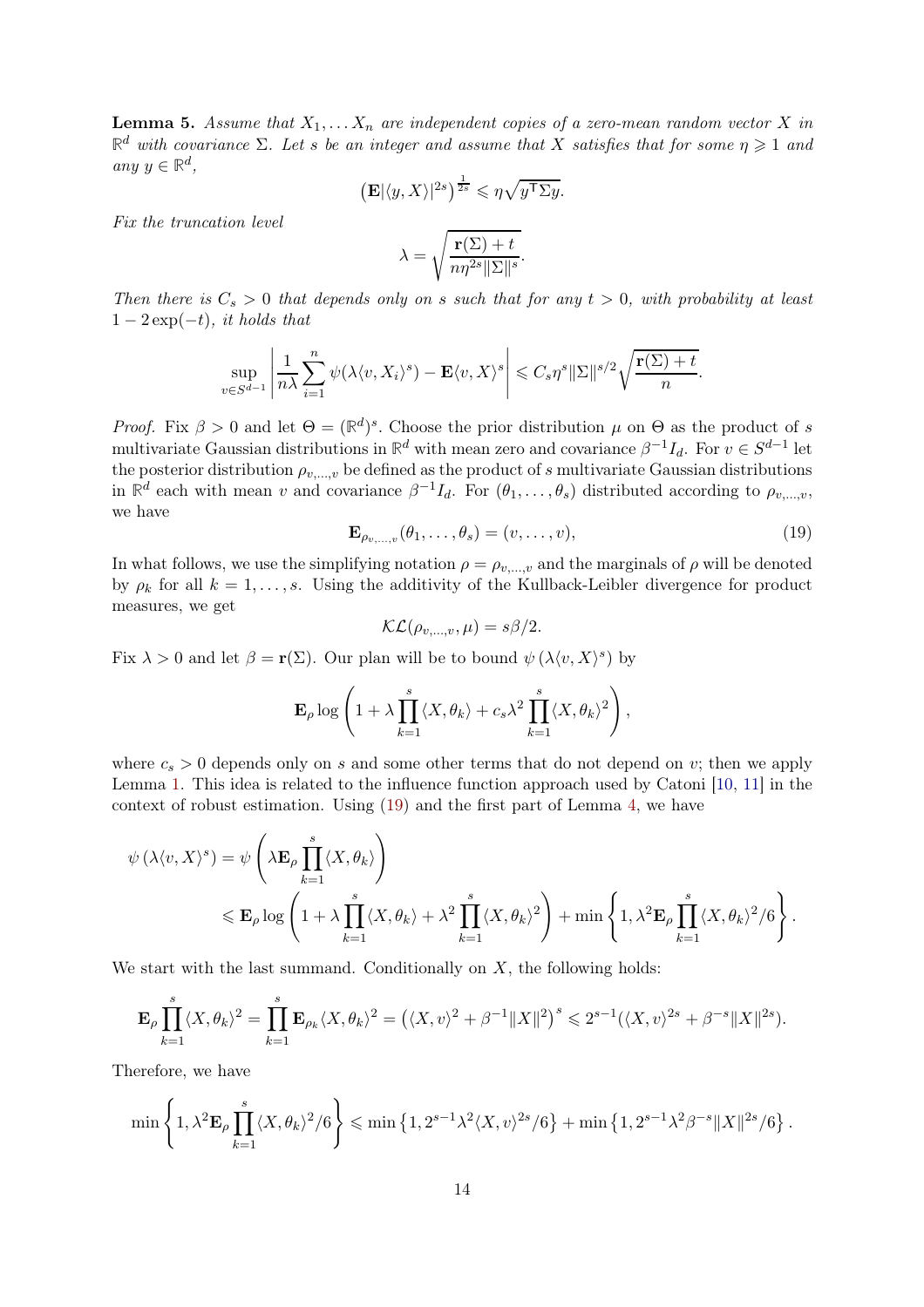**Lemma 5.** *Assume that $X_1, \dots X_n$ are independent copies of a zero-mean random vector $X$ in $\mathbb{R}^d$ with covariance $\Sigma$. Let $s$ be an integer and assume that $X$ satisfies that for some $\eta \geqslant 1$ and any $y \in \mathbb{R}^d$,*

$$\left(\mathbf{E}|\langle y, X\rangle|^{2s}\right)^{\frac{1}{2s}} \leqslant \eta\sqrt{y^{\mathsf{T}}\Sigma y}.$$

*Fix the truncation level*

$$\lambda = \sqrt{\frac{\mathbf{r}(\Sigma) + t}{n\eta^{2s}\|\Sigma\|^s}}.$$

*Then there is $C_s > 0$ that depends only on $s$ such that for any $t > 0$, with probability at least $1 - 2\exp(-t)$, it holds that*

$$\sup_{v \in S^{d-1}} \left| \frac{1}{n\lambda} \sum_{i=1}^n \psi(\lambda\langle v, X_i\rangle^s) - \mathbf{E}\langle v, X\rangle^s \right| \leqslant C_s\eta^s\|\Sigma\|^{s/2}\sqrt{\frac{\mathbf{r}(\Sigma) + t}{n}}.$$

*Proof.* Fix $\beta > 0$ and let $\Theta = (\mathbb{R}^d)^s$. Choose the prior distribution $\mu$ on $\Theta$ as the product of $s$ multivariate Gaussian distributions in $\mathbb{R}^d$ with mean zero and covariance $\beta^{-1}I_d$. For $v \in S^{d-1}$ let the posterior distribution $\rho_{v,\dots,v}$ be defined as the product of $s$ multivariate Gaussian distributions in $\mathbb{R}^d$ each with mean $v$ and covariance $\beta^{-1}I_d$. For $(\theta_1, \dots, \theta_s)$ distributed according to $\rho_{v,\dots,v}$, we have

$$\mathbf{E}_{\rho_{v,\dots,v}}(\theta_1, \dots, \theta_s) = (v, \dots, v), \tag{19}$$

In what follows, we use the simplifying notation $\rho = \rho_{v,\dots,v}$ and the marginals of $\rho$ will be denoted by $\rho_k$ for all $k = 1, \dots, s$. Using the additivity of the Kullback-Leibler divergence for product measures, we get

$$\mathcal{KL}(\rho_{v,\dots,v}, \mu) = s\beta/2.$$

Fix $\lambda > 0$ and let $\beta = \mathbf{r}(\Sigma)$. Our plan will be to bound $\psi\left(\lambda\langle v, X\rangle^s\right)$ by

$$\mathbf{E}_\rho \log\left(1 + \lambda\prod_{k=1}^s\langle X, \theta_k\rangle + c_s\lambda^2\prod_{k=1}^s\langle X, \theta_k\rangle^2\right),$$

where $c_s > 0$ depends only on $s$ and some other terms that do not depend on $v$; then we apply Lemma 1. This idea is related to the influence function approach used by Catoni [10, 11] in the context of robust estimation. Using (19) and the first part of Lemma 4, we have

$$\begin{aligned}
\psi\left(\lambda\langle v, X\rangle^s\right) &= \psi\left(\lambda\mathbf{E}_\rho\prod_{k=1}^s\langle X, \theta_k\rangle\right) \\
&\leqslant \mathbf{E}_\rho \log\left(1 + \lambda\prod_{k=1}^s\langle X, \theta_k\rangle + \lambda^2\prod_{k=1}^s\langle X, \theta_k\rangle^2\right) + \min\left\{1, \lambda^2\mathbf{E}_\rho\prod_{k=1}^s\langle X, \theta_k\rangle^2/6\right\}.
\end{aligned}$$

We start with the last summand. Conditionally on $X$, the following holds:

$$\mathbf{E}_\rho\prod_{k=1}^s\langle X, \theta_k\rangle^2 = \prod_{k=1}^s\mathbf{E}_{\rho_k}\langle X, \theta_k\rangle^2 = \left(\langle X, v\rangle^2 + \beta^{-1}\|X\|^2\right)^s \leqslant 2^{s-1}(\langle X, v\rangle^{2s} + \beta^{-s}\|X\|^{2s}).$$

Therefore, we have

$$\min\left\{1, \lambda^2\mathbf{E}_\rho\prod_{k=1}^s\langle X, \theta_k\rangle^2/6\right\} \leqslant \min\left\{1, 2^{s-1}\lambda^2\langle X, v\rangle^{2s}/6\right\} + \min\left\{1, 2^{s-1}\lambda^2\beta^{-s}\|X\|^{2s}/6\right\}.$$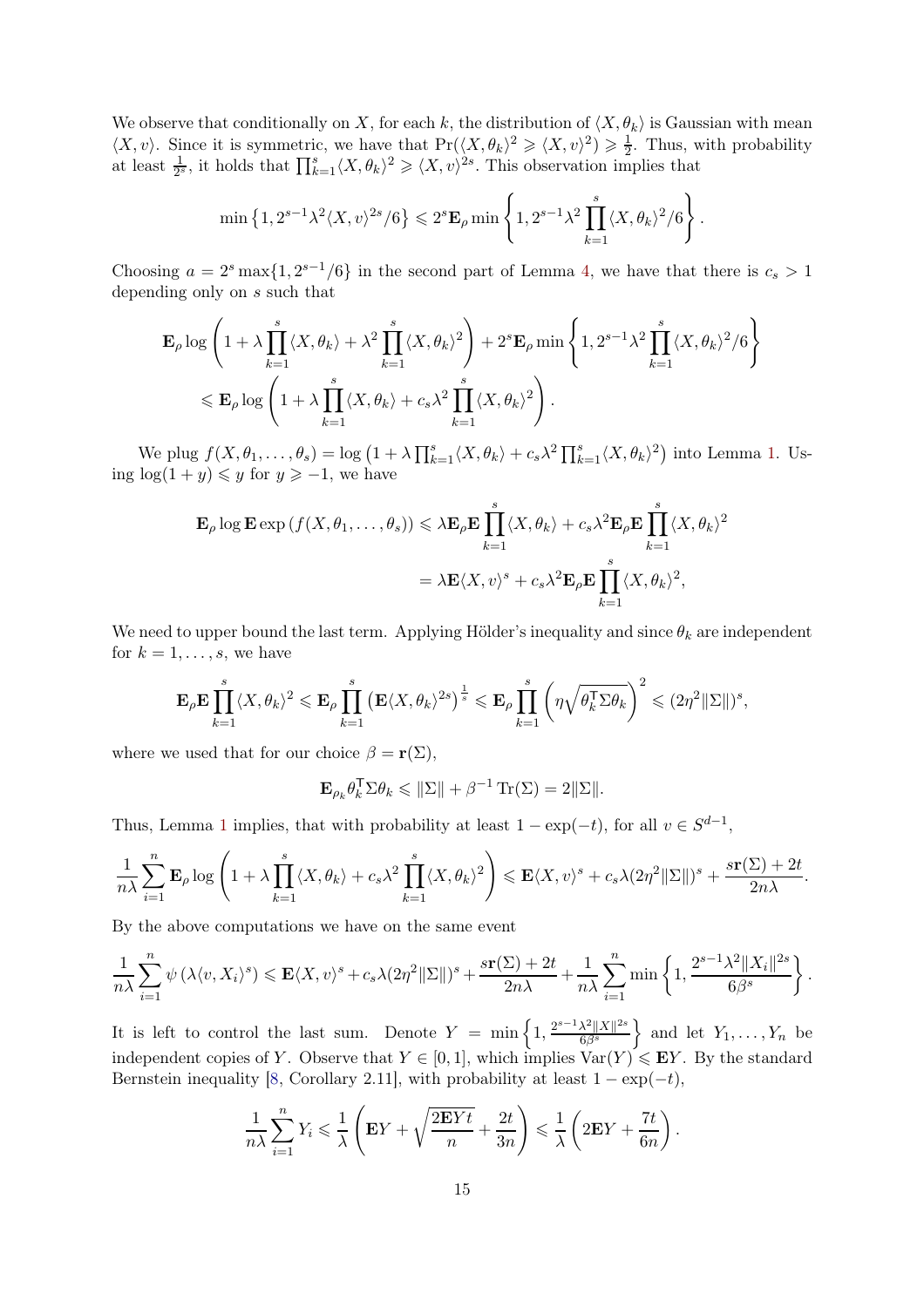We observe that conditionally on $X$, for each $k$, the distribution of $\langle X, \theta_k \rangle$ is Gaussian with mean $\langle X, v \rangle$. Since it is symmetric, we have that $\Pr(\langle X, \theta_k \rangle^2 \geqslant \langle X, v \rangle^2) \geqslant \frac{1}{2}$. Thus, with probability at least $\frac{1}{2^s}$, it holds that $\prod_{k=1}^s \langle X, \theta_k \rangle^2 \geqslant \langle X, v \rangle^{2s}$. This observation implies that

$$
\min\left\{1, 2^{s-1}\lambda^2 \langle X, v \rangle^{2s}/6\right\} \leqslant 2^s \mathbf{E}_\rho \min\left\{1, 2^{s-1}\lambda^2 \prod_{k=1}^s \langle X, \theta_k \rangle^2/6\right\}.
$$

Choosing $a = 2^s \max\{1, 2^{s-1}/6\}$ in the second part of Lemma 4, we have that there is $c_s > 1$ depending only on $s$ such that

$$
\begin{aligned}
\mathbf{E}_\rho \log\left(1 + \lambda \prod_{k=1}^s \langle X, \theta_k \rangle + \lambda^2 \prod_{k=1}^s \langle X, \theta_k \rangle^2\right) + 2^s \mathbf{E}_\rho \min\left\{1, 2^{s-1}\lambda^2 \prod_{k=1}^s \langle X, \theta_k \rangle^2/6\right\} \\
\leqslant \mathbf{E}_\rho \log\left(1 + \lambda \prod_{k=1}^s \langle X, \theta_k \rangle + c_s \lambda^2 \prod_{k=1}^s \langle X, \theta_k \rangle^2\right).
\end{aligned}
$$

We plug $f(X, \theta_1, \ldots, \theta_s) = \log\left(1 + \lambda \prod_{k=1}^s \langle X, \theta_k \rangle + c_s \lambda^2 \prod_{k=1}^s \langle X, \theta_k \rangle^2\right)$ into Lemma 1. Using $\log(1 + y) \leqslant y$ for $y \geqslant -1$, we have

$$
\begin{aligned}
\mathbf{E}_\rho \log \mathbf{E} \exp\left(f(X, \theta_1, \ldots, \theta_s)\right) &\leqslant \lambda \mathbf{E}_\rho \mathbf{E} \prod_{k=1}^s \langle X, \theta_k \rangle + c_s \lambda^2 \mathbf{E}_\rho \mathbf{E} \prod_{k=1}^s \langle X, \theta_k \rangle^2 \\
&= \lambda \mathbf{E} \langle X, v \rangle^s + c_s \lambda^2 \mathbf{E}_\rho \mathbf{E} \prod_{k=1}^s \langle X, \theta_k \rangle^2,
\end{aligned}
$$

We need to upper bound the last term. Applying Hölder's inequality and since $\theta_k$ are independent for $k = 1, \ldots, s$, we have

$$
\mathbf{E}_\rho \mathbf{E} \prod_{k=1}^s \langle X, \theta_k \rangle^2 \leqslant \mathbf{E}_\rho \prod_{k=1}^s \left(\mathbf{E}\langle X, \theta_k \rangle^{2s}\right)^{\frac{1}{s}} \leqslant \mathbf{E}_\rho \prod_{k=1}^s \left(\eta \sqrt{\theta_k^\mathsf{T} \Sigma \theta_k}\right)^2 \leqslant (2\eta^2 \|\Sigma\|)^s,
$$

where we used that for our choice $\beta = \mathbf{r}(\Sigma)$,

$$
\mathbf{E}_{\rho_k} \theta_k^\mathsf{T} \Sigma \theta_k \leqslant \|\Sigma\| + \beta^{-1} \operatorname{Tr}(\Sigma) = 2\|\Sigma\|.
$$

Thus, Lemma 1 implies, that with probability at least $1 - \exp(-t)$, for all $v \in S^{d-1}$,

$$
\frac{1}{n\lambda} \sum_{i=1}^n \mathbf{E}_\rho \log\left(1 + \lambda \prod_{k=1}^s \langle X, \theta_k \rangle + c_s \lambda^2 \prod_{k=1}^s \langle X, \theta_k \rangle^2\right) \leqslant \mathbf{E}\langle X, v \rangle^s + c_s \lambda (2\eta^2 \|\Sigma\|)^s + \frac{s\mathbf{r}(\Sigma) + 2t}{2n\lambda}.
$$

By the above computations we have on the same event

$$
\frac{1}{n\lambda} \sum_{i=1}^n \psi\left(\lambda \langle v, X_i \rangle^s\right) \leqslant \mathbf{E}\langle X, v \rangle^s + c_s \lambda (2\eta^2 \|\Sigma\|)^s + \frac{s\mathbf{r}(\Sigma) + 2t}{2n\lambda} + \frac{1}{n\lambda} \sum_{i=1}^n \min\left\{1, \frac{2^{s-1}\lambda^2 \|X_i\|^{2s}}{6\beta^s}\right\}.
$$

It is left to control the last sum. Denote $Y = \min\left\{1, \frac{2^{s-1}\lambda^2 \|X\|^{2s}}{6\beta^s}\right\}$ and let $Y_1, \ldots, Y_n$ be independent copies of $Y$. Observe that $Y \in [0, 1]$, which implies $\operatorname{Var}(Y) \leqslant \mathbf{E}Y$. By the standard Bernstein inequality [8, Corollary 2.11], with probability at least $1 - \exp(-t)$,

$$
\frac{1}{n\lambda} \sum_{i=1}^n Y_i \leqslant \frac{1}{\lambda}\left(\mathbf{E}Y + \sqrt{\frac{2\mathbf{E}Yt}{n}} + \frac{2t}{3n}\right) \leqslant \frac{1}{\lambda}\left(2\mathbf{E}Y + \frac{7t}{6n}\right).
$$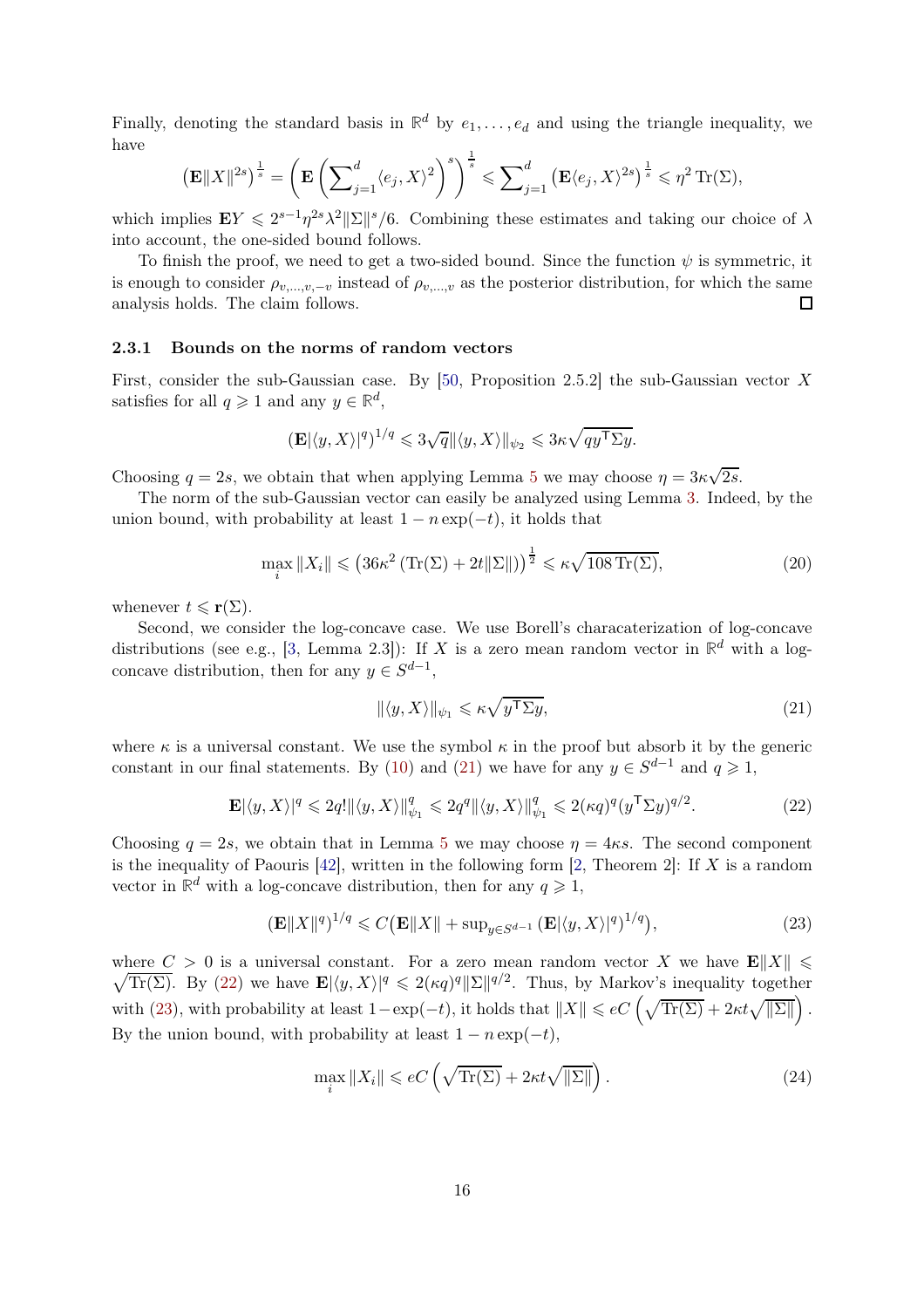Finally, denoting the standard basis in $\mathbb{R}^d$ by $e_1, \ldots, e_d$ and using the triangle inequality, we have

$$\left(\mathbf{E}\|X\|^{2s}\right)^{\frac{1}{s}} = \left(\mathbf{E}\left(\sum\nolimits_{j=1}^{d} \langle e_j, X\rangle^2\right)^s\right)^{\frac{1}{s}} \leqslant \sum\nolimits_{j=1}^{d} \left(\mathbf{E}\langle e_j, X\rangle^{2s}\right)^{\frac{1}{s}} \leqslant \eta^2 \operatorname{Tr}(\Sigma),$$

which implies $\mathbf{E}Y \leqslant 2^{s-1}\eta^{2s}\lambda^2\|\Sigma\|^s/6$. Combining these estimates and taking our choice of $\lambda$ into account, the one-sided bound follows.

To finish the proof, we need to get a two-sided bound. Since the function $\psi$ is symmetric, it is enough to consider $\rho_{v,\ldots,v,-v}$ instead of $\rho_{v,\ldots,v}$ as the posterior distribution, for which the same analysis holds. The claim follows. ∎

### 2.3.1 Bounds on the norms of random vectors

First, consider the sub-Gaussian case. By [50, Proposition 2.5.2] the sub-Gaussian vector $X$ satisfies for all $q \geqslant 1$ and any $y \in \mathbb{R}^d$,

$$(\mathbf{E}|\langle y, X\rangle|^q)^{1/q} \leqslant 3\sqrt{q}\|\langle y, X\rangle\|_{\psi_2} \leqslant 3\kappa\sqrt{q y^{\mathsf{T}}\Sigma y}.$$

Choosing $q = 2s$, we obtain that when applying Lemma 5 we may choose $\eta = 3\kappa\sqrt{2s}$.

The norm of the sub-Gaussian vector can easily be analyzed using Lemma 3. Indeed, by the union bound, with probability at least $1 - n\exp(-t)$, it holds that

$$\max_i \|X_i\| \leqslant \left(36\kappa^2\left(\operatorname{Tr}(\Sigma) + 2t\|\Sigma\|\right)\right)^{\frac{1}{2}} \leqslant \kappa\sqrt{108\operatorname{Tr}(\Sigma)}, \tag{20}$$

whenever $t \leqslant \mathbf{r}(\Sigma)$.

Second, we consider the log-concave case. We use Borell's characaterization of log-concave distributions (see e.g., [3, Lemma 2.3]): If $X$ is a zero mean random vector in $\mathbb{R}^d$ with a log-concave distribution, then for any $y \in S^{d-1}$,

$$\|\langle y, X\rangle\|_{\psi_1} \leqslant \kappa\sqrt{y^{\mathsf{T}}\Sigma y}, \tag{21}$$

where $\kappa$ is a universal constant. We use the symbol $\kappa$ in the proof but absorb it by the generic constant in our final statements. By (10) and (21) we have for any $y \in S^{d-1}$ and $q \geqslant 1$,

$$\mathbf{E}|\langle y, X\rangle|^q \leqslant 2q!\|\langle y, X\rangle\|_{\psi_1}^q \leqslant 2q^q\|\langle y, X\rangle\|_{\psi_1}^q \leqslant 2(\kappa q)^q(y^{\mathsf{T}}\Sigma y)^{q/2}. \tag{22}$$

Choosing $q = 2s$, we obtain that in Lemma 5 we may choose $\eta = 4\kappa s$. The second component is the inequality of Paouris [42], written in the following form [2, Theorem 2]: If $X$ is a random vector in $\mathbb{R}^d$ with a log-concave distribution, then for any $q \geqslant 1$,

$$(\mathbf{E}\|X\|^q)^{1/q} \leqslant C\big(\mathbf{E}\|X\| + \sup\nolimits_{y\in S^{d-1}} (\mathbf{E}|\langle y, X\rangle|^q)^{1/q}\big), \tag{23}$$

where $C > 0$ is a universal constant. For a zero mean random vector $X$ we have $\mathbf{E}\|X\| \leqslant \sqrt{\operatorname{Tr}(\Sigma)}$. By (22) we have $\mathbf{E}|\langle y, X\rangle|^q \leqslant 2(\kappa q)^q\|\Sigma\|^{q/2}$. Thus, by Markov's inequality together with (23), with probability at least $1-\exp(-t)$, it holds that $\|X\| \leqslant eC\left(\sqrt{\operatorname{Tr}(\Sigma)} + 2\kappa t\sqrt{\|\Sigma\|}\right)$. By the union bound, with probability at least $1 - n\exp(-t)$,

$$\max_i \|X_i\| \leqslant eC\left(\sqrt{\operatorname{Tr}(\Sigma)} + 2\kappa t\sqrt{\|\Sigma\|}\right). \tag{24}$$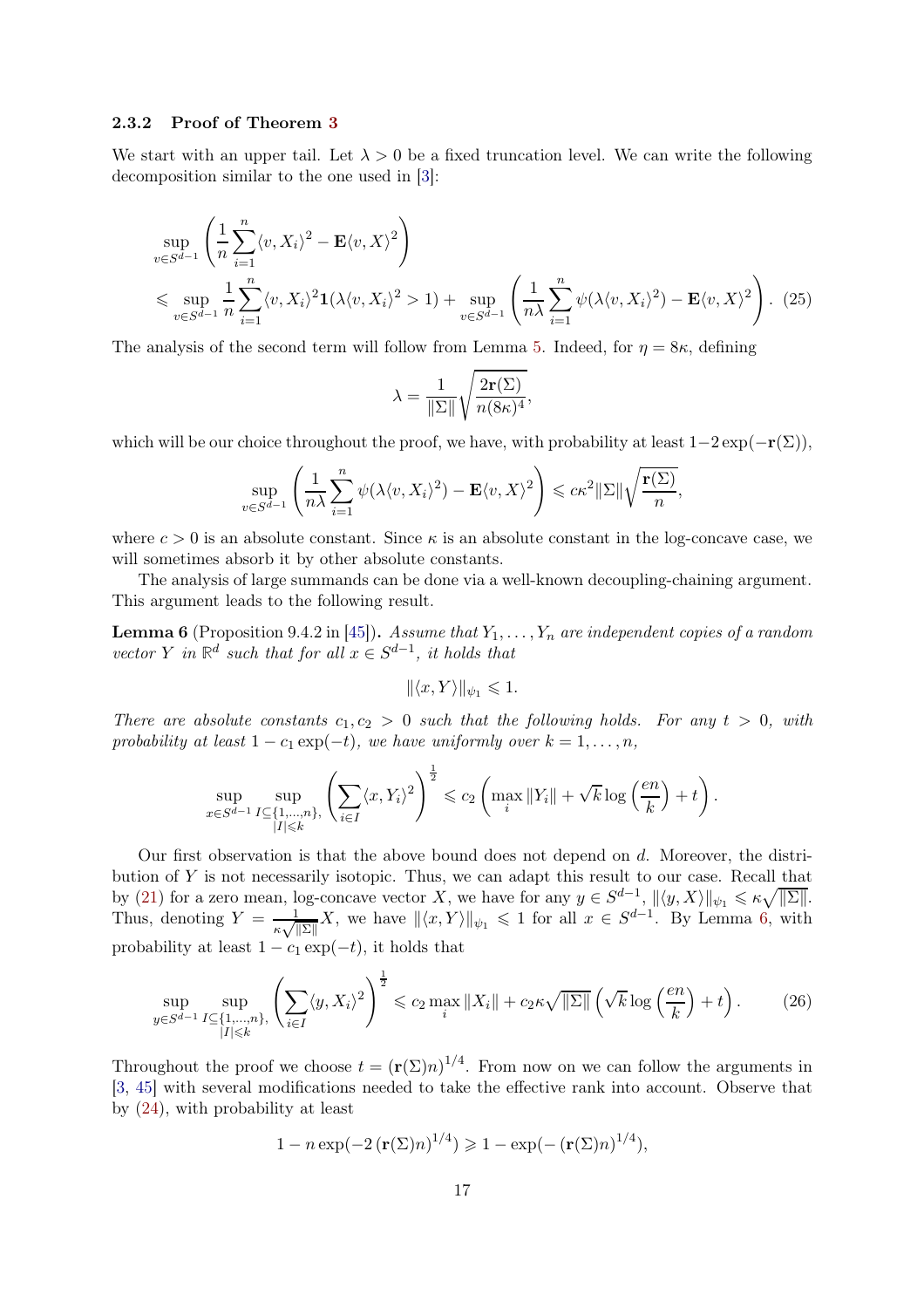### 2.3.2 Proof of Theorem 3

We start with an upper tail. Let $\lambda > 0$ be a fixed truncation level. We can write the following decomposition similar to the one used in [3]:

$$
\begin{aligned}
&\sup_{v\in S^{d-1}}\left(\frac{1}{n}\sum_{i=1}^{n}\langle v, X_i\rangle^2 - \mathbf{E}\langle v, X\rangle^2\right)\\
&\leqslant \sup_{v\in S^{d-1}}\frac{1}{n}\sum_{i=1}^{n}\langle v, X_i\rangle^2\mathbf{1}(\lambda\langle v, X_i\rangle^2 > 1) + \sup_{v\in S^{d-1}}\left(\frac{1}{n\lambda}\sum_{i=1}^{n}\psi(\lambda\langle v, X_i\rangle^2) - \mathbf{E}\langle v, X\rangle^2\right). \quad (25)
\end{aligned}
$$

The analysis of the second term will follow from Lemma 5. Indeed, for $\eta = 8\kappa$, defining

$$
\lambda = \frac{1}{\|\Sigma\|}\sqrt{\frac{2\mathbf{r}(\Sigma)}{n(8\kappa)^4}},
$$

which will be our choice throughout the proof, we have, with probability at least $1-2\exp(-\mathbf{r}(\Sigma))$,

$$
\sup_{v\in S^{d-1}}\left(\frac{1}{n\lambda}\sum_{i=1}^{n}\psi(\lambda\langle v, X_i\rangle^2) - \mathbf{E}\langle v, X\rangle^2\right) \leqslant c\kappa^2\|\Sigma\|\sqrt{\frac{\mathbf{r}(\Sigma)}{n}},
$$

where $c > 0$ is an absolute constant. Since $\kappa$ is an absolute constant in the log-concave case, we will sometimes absorb it by other absolute constants.

The analysis of large summands can be done via a well-known decoupling-chaining argument. This argument leads to the following result.

**Lemma 6** (Proposition 9.4.2 in [45])**.** *Assume that $Y_1, \ldots, Y_n$ are independent copies of a random vector $Y$ in $\mathbb{R}^d$ such that for all $x \in S^{d-1}$, it holds that*

$$
\|\langle x, Y\rangle\|_{\psi_1} \leqslant 1.
$$

*There are absolute constants $c_1, c_2 > 0$ such that the following holds. For any $t > 0$, with probability at least $1 - c_1\exp(-t)$, we have uniformly over $k = 1, \ldots, n$,*

$$
\sup_{x\in S^{d-1}}\sup_{\substack{I\subseteq\{1,\ldots,n\},\\ |I|\leqslant k}}\left(\sum_{i\in I}\langle x, Y_i\rangle^2\right)^{\frac{1}{2}} \leqslant c_2\left(\max_i\|Y_i\| + \sqrt{k}\log\left(\frac{en}{k}\right) + t\right).
$$

Our first observation is that the above bound does not depend on $d$. Moreover, the distribution of $Y$ is not necessarily isotopic. Thus, we can adapt this result to our case. Recall that by (21) for a zero mean, log-concave vector $X$, we have for any $y \in S^{d-1}$, $\|\langle y, X\rangle\|_{\psi_1} \leqslant \kappa\sqrt{\|\Sigma\|}$. Thus, denoting $Y = \frac{1}{\kappa\sqrt{\|\Sigma\|}}X$, we have $\|\langle x, Y\rangle\|_{\psi_1} \leqslant 1$ for all $x \in S^{d-1}$. By Lemma 6, with probability at least $1 - c_1\exp(-t)$, it holds that

$$
\sup_{y\in S^{d-1}}\sup_{\substack{I\subseteq\{1,\ldots,n\},\\ |I|\leqslant k}}\left(\sum_{i\in I}\langle y, X_i\rangle^2\right)^{\frac{1}{2}} \leqslant c_2\max_i\|X_i\| + c_2\kappa\sqrt{\|\Sigma\|}\left(\sqrt{k}\log\left(\frac{en}{k}\right) + t\right). \quad (26)
$$

Throughout the proof we choose $t = (\mathbf{r}(\Sigma)n)^{1/4}$. From now on we can follow the arguments in [3, 45] with several modifications needed to take the effective rank into account. Observe that by (24), with probability at least

$$
1 - n\exp(-2\,(\mathbf{r}(\Sigma)n)^{1/4}) \geqslant 1 - \exp(-\,(\mathbf{r}(\Sigma)n)^{1/4}),
$$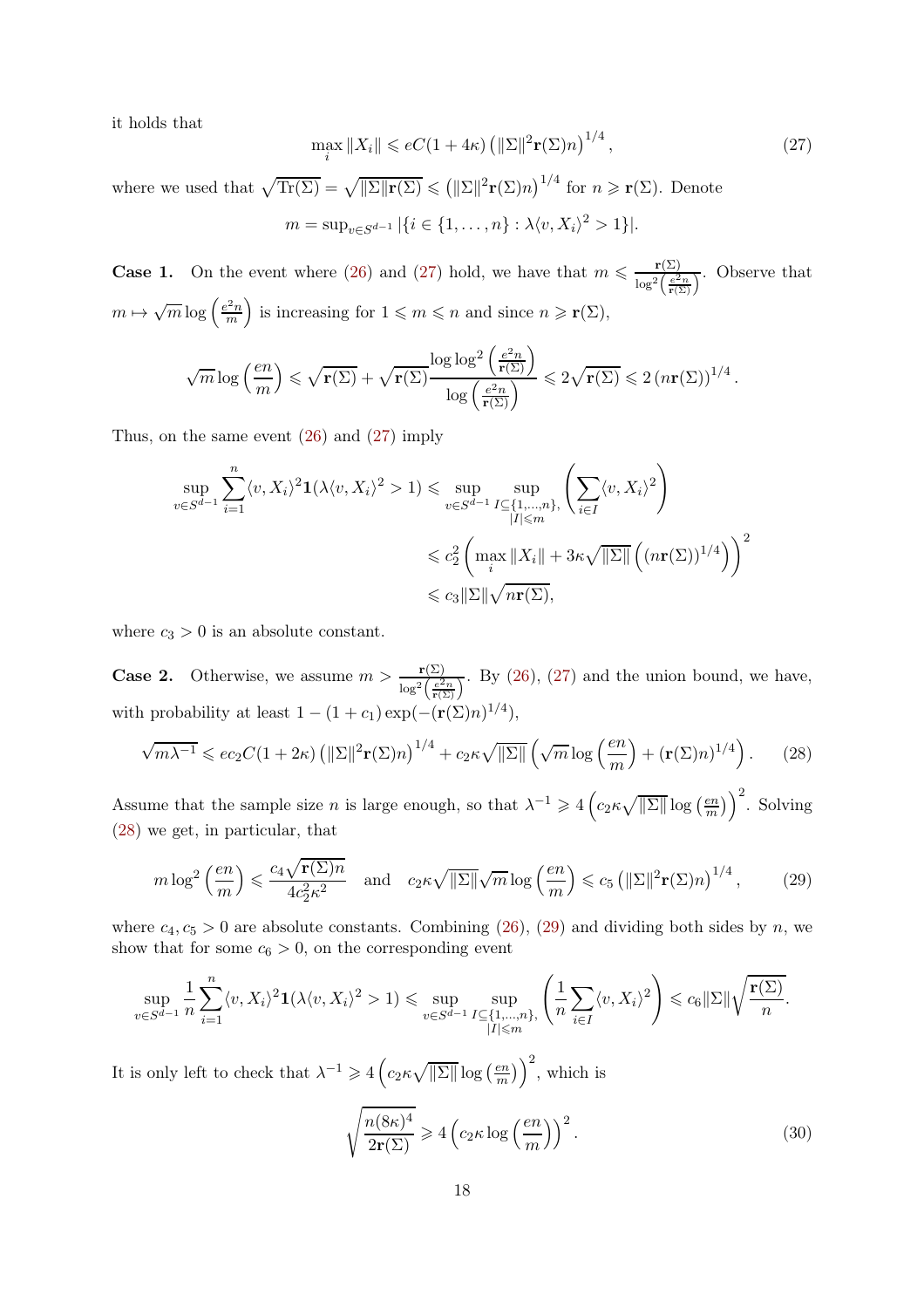it holds that

$$\max_i \|X_i\| \leqslant eC(1+4\kappa)\left(\|\Sigma\|^2\mathbf{r}(\Sigma)n\right)^{1/4}, \tag{27}$$

where we used that $\sqrt{\mathrm{Tr}(\Sigma)} = \sqrt{\|\Sigma\|\mathbf{r}(\Sigma)} \leqslant \left(\|\Sigma\|^2\mathbf{r}(\Sigma)n\right)^{1/4}$ for $n \geqslant \mathbf{r}(\Sigma)$. Denote

$$m = \sup_{v\in S^{d-1}} |\{i \in \{1,\dots,n\} : \lambda\langle v, X_i\rangle^2 > 1\}|.$$

**Case 1.** On the event where (26) and (27) hold, we have that $m \leqslant \frac{\mathbf{r}(\Sigma)}{\log^2\left(\frac{e^2 n}{\mathbf{r}(\Sigma)}\right)}$. Observe that $m \mapsto \sqrt{m}\log\left(\frac{e^2 n}{m}\right)$ is increasing for $1 \leqslant m \leqslant n$ and since $n \geqslant \mathbf{r}(\Sigma)$,

$$\sqrt{m}\log\left(\frac{en}{m}\right) \leqslant \sqrt{\mathbf{r}(\Sigma)} + \sqrt{\mathbf{r}(\Sigma)}\frac{\log\log^2\left(\frac{e^2 n}{\mathbf{r}(\Sigma)}\right)}{\log\left(\frac{e^2 n}{\mathbf{r}(\Sigma)}\right)} \leqslant 2\sqrt{\mathbf{r}(\Sigma)} \leqslant 2\left(n\mathbf{r}(\Sigma)\right)^{1/4}.$$

Thus, on the same event (26) and (27) imply

$$\begin{aligned}
\sup_{v\in S^{d-1}}\sum_{i=1}^n \langle v, X_i\rangle^2 \mathbf{1}(\lambda\langle v, X_i\rangle^2 > 1) &\leqslant \sup_{v\in S^{d-1}}\sup_{\substack{I\subseteq\{1,\dots,n\},\\ |I|\leqslant m}}\left(\sum_{i\in I}\langle v, X_i\rangle^2\right)\\
&\leqslant c_2^2\left(\max_i\|X_i\| + 3\kappa\sqrt{\|\Sigma\|}\left((n\mathbf{r}(\Sigma))^{1/4}\right)\right)^2\\
&\leqslant c_3\|\Sigma\|\sqrt{n\mathbf{r}(\Sigma)},
\end{aligned}$$

where $c_3 > 0$ is an absolute constant.

**Case 2.** Otherwise, we assume $m > \frac{\mathbf{r}(\Sigma)}{\log^2\left(\frac{e^2 n}{\mathbf{r}(\Sigma)}\right)}$. By (26), (27) and the union bound, we have, with probability at least $1 - (1+c_1)\exp(-(\mathbf{r}(\Sigma)n)^{1/4})$,

$$\sqrt{m\lambda^{-1}} \leqslant ec_2C(1+2\kappa)\left(\|\Sigma\|^2\mathbf{r}(\Sigma)n\right)^{1/4} + c_2\kappa\sqrt{\|\Sigma\|}\left(\sqrt{m}\log\left(\frac{en}{m}\right) + (\mathbf{r}(\Sigma)n)^{1/4}\right). \tag{28}$$

Assume that the sample size $n$ is large enough, so that $\lambda^{-1} \geqslant 4\left(c_2\kappa\sqrt{\|\Sigma\|}\log\left(\frac{en}{m}\right)\right)^2$. Solving (28) we get, in particular, that

$$m\log^2\left(\frac{en}{m}\right) \leqslant \frac{c_4\sqrt{\mathbf{r}(\Sigma)n}}{4c_2^2\kappa^2} \quad \text{and} \quad c_2\kappa\sqrt{\|\Sigma\|}\sqrt{m}\log\left(\frac{en}{m}\right) \leqslant c_5\left(\|\Sigma\|^2\mathbf{r}(\Sigma)n\right)^{1/4}, \tag{29}$$

where $c_4, c_5 > 0$ are absolute constants. Combining (26), (29) and dividing both sides by $n$, we show that for some $c_6 > 0$, on the corresponding event

$$\sup_{v\in S^{d-1}}\frac{1}{n}\sum_{i=1}^n \langle v, X_i\rangle^2 \mathbf{1}(\lambda\langle v, X_i\rangle^2 > 1) \leqslant \sup_{v\in S^{d-1}}\sup_{\substack{I\subseteq\{1,\dots,n\},\\ |I|\leqslant m}}\left(\frac{1}{n}\sum_{i\in I}\langle v, X_i\rangle^2\right) \leqslant c_6\|\Sigma\|\sqrt{\frac{\mathbf{r}(\Sigma)}{n}}.$$

It is only left to check that $\lambda^{-1} \geqslant 4\left(c_2\kappa\sqrt{\|\Sigma\|}\log\left(\frac{en}{m}\right)\right)^2$, which is

$$\sqrt{\frac{n(8\kappa)^4}{2\mathbf{r}(\Sigma)}} \geqslant 4\left(c_2\kappa\log\left(\frac{en}{m}\right)\right)^2. \tag{30}$$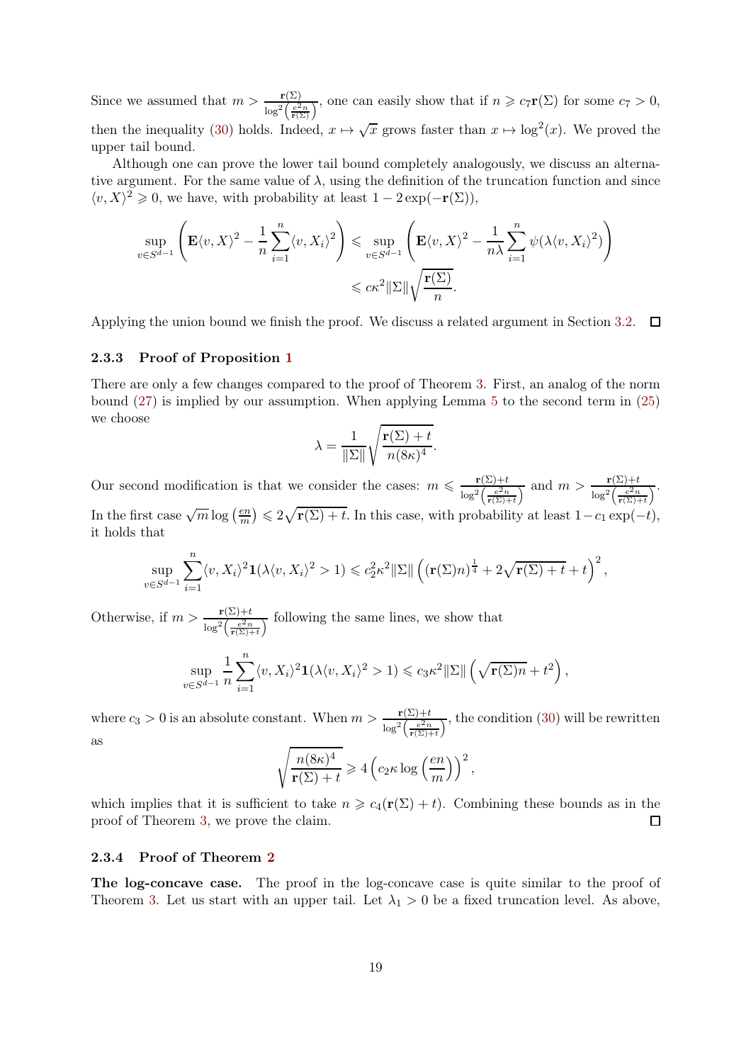Since we assumed that $m > \frac{\mathbf{r}(\Sigma)}{\log^2\left(\frac{e^2 n}{\mathbf{r}(\Sigma)}\right)}$, one can easily show that if $n \geqslant c_7 \mathbf{r}(\Sigma)$ for some $c_7 > 0$, then the inequality (30) holds. Indeed, $x \mapsto \sqrt{x}$ grows faster than $x \mapsto \log^2(x)$. We proved the upper tail bound.

Although one can prove the lower tail bound completely analogously, we discuss an alternative argument. For the same value of $\lambda$, using the definition of the truncation function and since $\langle v, X\rangle^2 \geqslant 0$, we have, with probability at least $1 - 2\exp(-\mathbf{r}(\Sigma))$,

$$
\begin{aligned}
\sup_{v \in S^{d-1}} \left( \mathbf{E}\langle v, X\rangle^2 - \frac{1}{n}\sum_{i=1}^n \langle v, X_i\rangle^2 \right) &\leqslant \sup_{v \in S^{d-1}} \left( \mathbf{E}\langle v, X\rangle^2 - \frac{1}{n\lambda}\sum_{i=1}^n \psi(\lambda\langle v, X_i\rangle^2) \right) \\
&\leqslant c\kappa^2 \|\Sigma\| \sqrt{\frac{\mathbf{r}(\Sigma)}{n}}.
\end{aligned}
$$

Applying the union bound we finish the proof. We discuss a related argument in Section 3.2. $\square$

### 2.3.3 Proof of Proposition 1

There are only a few changes compared to the proof of Theorem 3. First, an analog of the norm bound (27) is implied by our assumption. When applying Lemma 5 to the second term in (25) we choose

$$
\lambda = \frac{1}{\|\Sigma\|}\sqrt{\frac{\mathbf{r}(\Sigma) + t}{n(8\kappa)^4}}.
$$

Our second modification is that we consider the cases: $m \leqslant \frac{\mathbf{r}(\Sigma)+t}{\log^2\left(\frac{e^2 n}{\mathbf{r}(\Sigma)+t}\right)}$ and $m > \frac{\mathbf{r}(\Sigma)+t}{\log^2\left(\frac{e^2 n}{\mathbf{r}(\Sigma)+t}\right)}$. In the first case $\sqrt{m}\log\left(\frac{en}{m}\right) \leqslant 2\sqrt{\mathbf{r}(\Sigma) + t}$. In this case, with probability at least $1 - c_1\exp(-t)$, it holds that

$$
\sup_{v \in S^{d-1}} \sum_{i=1}^n \langle v, X_i\rangle^2 \mathbf{1}(\lambda\langle v, X_i\rangle^2 > 1) \leqslant c_2^2\kappa^2\|\Sigma\| \left( (\mathbf{r}(\Sigma)n)^{\frac{1}{4}} + 2\sqrt{\mathbf{r}(\Sigma) + t} + t \right)^2,
$$

Otherwise, if $m > \frac{\mathbf{r}(\Sigma)+t}{\log^2\left(\frac{e^2 n}{\mathbf{r}(\Sigma)+t}\right)}$ following the same lines, we show that

$$
\sup_{v \in S^{d-1}} \frac{1}{n}\sum_{i=1}^n \langle v, X_i\rangle^2 \mathbf{1}(\lambda\langle v, X_i\rangle^2 > 1) \leqslant c_3\kappa^2\|\Sigma\| \left( \sqrt{\mathbf{r}(\Sigma)n} + t^2 \right),
$$

where $c_3 > 0$ is an absolute constant. When $m > \frac{\mathbf{r}(\Sigma)+t}{\log^2\left(\frac{e^2 n}{\mathbf{r}(\Sigma)+t}\right)}$, the condition (30) will be rewritten as

$$
\sqrt{\frac{n(8\kappa)^4}{\mathbf{r}(\Sigma) + t}} \geqslant 4\left(c_2\kappa\log\left(\frac{en}{m}\right)\right)^2,
$$

which implies that it is sufficient to take $n \geqslant c_4(\mathbf{r}(\Sigma) + t)$. Combining these bounds as in the proof of Theorem 3, we prove the claim. $\square$

### 2.3.4 Proof of Theorem 2

**The log-concave case.** The proof in the log-concave case is quite similar to the proof of Theorem 3. Let us start with an upper tail. Let $\lambda_1 > 0$ be a fixed truncation level. As above,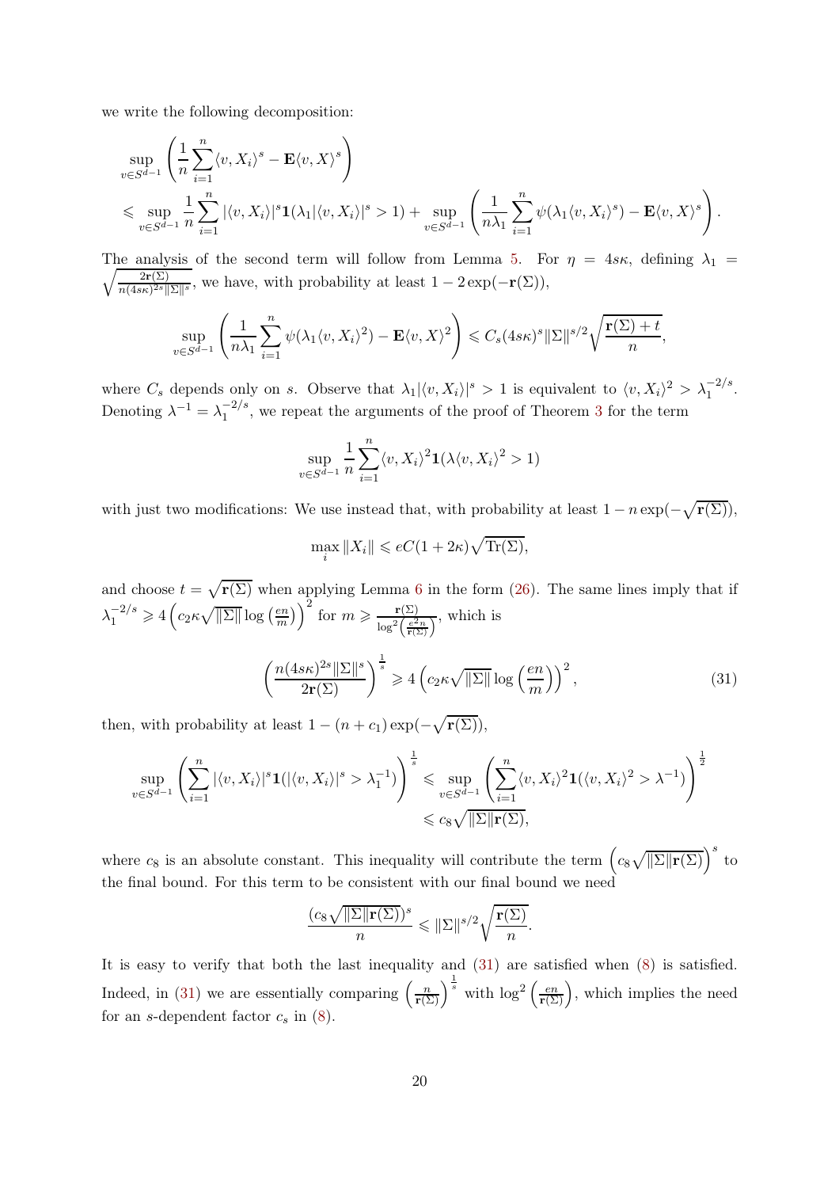we write the following decomposition:

$$
\begin{aligned}
&\sup_{v\in S^{d-1}}\left(\frac{1}{n}\sum_{i=1}^{n}\langle v, X_i\rangle^s - \mathbf{E}\langle v, X\rangle^s\right)\\
&\leqslant \sup_{v\in S^{d-1}}\frac{1}{n}\sum_{i=1}^{n}|\langle v, X_i\rangle|^s\mathbf{1}(\lambda_1|\langle v, X_i\rangle|^s > 1) + \sup_{v\in S^{d-1}}\left(\frac{1}{n\lambda_1}\sum_{i=1}^{n}\psi(\lambda_1\langle v, X_i\rangle^s) - \mathbf{E}\langle v, X\rangle^s\right).
\end{aligned}
$$

The analysis of the second term will follow from Lemma 5. For $\eta = 4s\kappa$, defining $\lambda_1 = \sqrt{\frac{2\mathbf{r}(\Sigma)}{n(4s\kappa)^{2s}\|\Sigma\|^s}}$, we have, with probability at least $1 - 2\exp(-\mathbf{r}(\Sigma))$,

$$
\sup_{v\in S^{d-1}}\left(\frac{1}{n\lambda_1}\sum_{i=1}^{n}\psi(\lambda_1\langle v, X_i\rangle^2) - \mathbf{E}\langle v, X\rangle^2\right) \leqslant C_s(4s\kappa)^s\|\Sigma\|^{s/2}\sqrt{\frac{\mathbf{r}(\Sigma)+t}{n}},
$$

where $C_s$ depends only on $s$. Observe that $\lambda_1|\langle v, X_i\rangle|^s > 1$ is equivalent to $\langle v, X_i\rangle^2 > \lambda_1^{-2/s}$. Denoting $\lambda^{-1} = \lambda_1^{-2/s}$, we repeat the arguments of the proof of Theorem 3 for the term

$$
\sup_{v\in S^{d-1}}\frac{1}{n}\sum_{i=1}^{n}\langle v, X_i\rangle^2\mathbf{1}(\lambda\langle v, X_i\rangle^2 > 1)
$$

with just two modifications: We use instead that, with probability at least $1 - n\exp(-\sqrt{\mathbf{r}(\Sigma)})$,

$$
\max_i \|X_i\| \leqslant eC(1+2\kappa)\sqrt{\mathrm{Tr}(\Sigma)},
$$

and choose $t = \sqrt{\mathbf{r}(\Sigma)}$ when applying Lemma 6 in the form (26). The same lines imply that if $\lambda_1^{-2/s} \geqslant 4\left(c_2\kappa\sqrt{\|\Sigma\|}\log\left(\frac{en}{m}\right)\right)^2$ for $m \geqslant \frac{\mathbf{r}(\Sigma)}{\log^2\left(\frac{e^2 n}{\mathbf{r}(\Sigma)}\right)}$, which is

$$
\left(\frac{n(4s\kappa)^{2s}\|\Sigma\|^s}{2\mathbf{r}(\Sigma)}\right)^{\frac{1}{s}} \geqslant 4\left(c_2\kappa\sqrt{\|\Sigma\|}\log\left(\frac{en}{m}\right)\right)^2, \tag{31}
$$

then, with probability at least $1 - (n + c_1)\exp(-\sqrt{\mathbf{r}(\Sigma)})$,

$$
\begin{aligned}
\sup_{v\in S^{d-1}}\left(\sum_{i=1}^{n}|\langle v, X_i\rangle|^s\mathbf{1}(|\langle v, X_i\rangle|^s > \lambda_1^{-1})\right)^{\frac{1}{s}} &\leqslant \sup_{v\in S^{d-1}}\left(\sum_{i=1}^{n}\langle v, X_i\rangle^2\mathbf{1}(\langle v, X_i\rangle^2 > \lambda^{-1})\right)^{\frac{1}{2}}\\
&\leqslant c_8\sqrt{\|\Sigma\|\mathbf{r}(\Sigma)},
\end{aligned}
$$

where $c_8$ is an absolute constant. This inequality will contribute the term $\left(c_8\sqrt{\|\Sigma\|\mathbf{r}(\Sigma)}\right)^s$ to the final bound. For this term to be consistent with our final bound we need

$$
\frac{(c_8\sqrt{\|\Sigma\|\mathbf{r}(\Sigma)})^s}{n} \leqslant \|\Sigma\|^{s/2}\sqrt{\frac{\mathbf{r}(\Sigma)}{n}}.
$$

It is easy to verify that both the last inequality and (31) are satisfied when (8) is satisfied. Indeed, in (31) we are essentially comparing $\left(\frac{n}{\mathbf{r}(\Sigma)}\right)^{\frac{1}{s}}$ with $\log^2\left(\frac{en}{\mathbf{r}(\Sigma)}\right)$, which implies the need for an $s$-dependent factor $c_s$ in (8).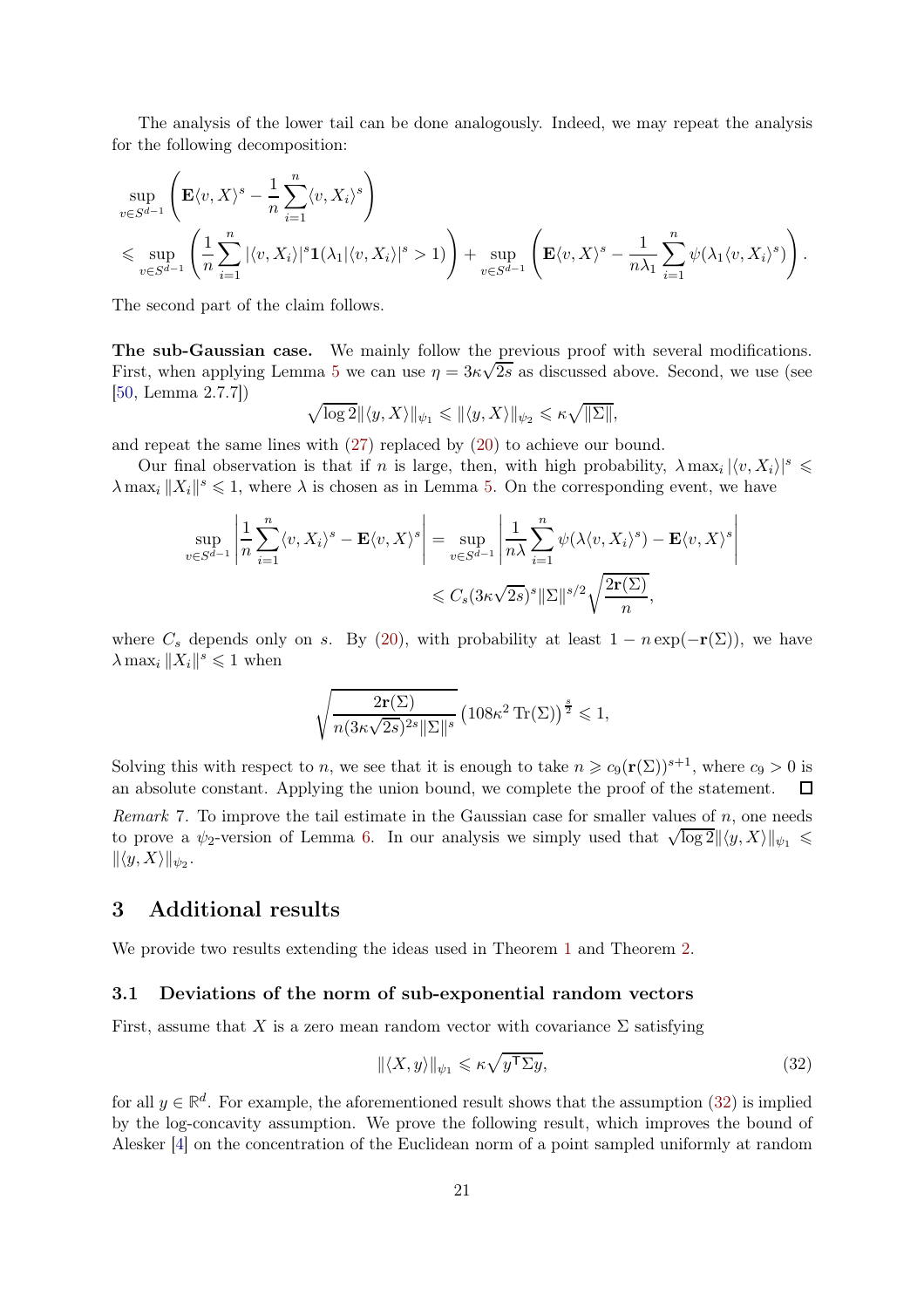The analysis of the lower tail can be done analogously. Indeed, we may repeat the analysis for the following decomposition:

$$
\begin{aligned}
&\sup_{v\in S^{d-1}}\left(\mathbf{E}\langle v, X\rangle^s - \frac{1}{n}\sum_{i=1}^n \langle v, X_i\rangle^s\right)\\
&\leqslant \sup_{v\in S^{d-1}}\left(\frac{1}{n}\sum_{i=1}^n |\langle v, X_i\rangle|^s \mathbf{1}(\lambda_1|\langle v, X_i\rangle|^s > 1)\right) + \sup_{v\in S^{d-1}}\left(\mathbf{E}\langle v, X\rangle^s - \frac{1}{n\lambda_1}\sum_{i=1}^n \psi(\lambda_1\langle v, X_i\rangle^s)\right).
\end{aligned}
$$

The second part of the claim follows.

**The sub-Gaussian case.** We mainly follow the previous proof with several modifications. First, when applying Lemma 5 we can use $\eta = 3\kappa\sqrt{2s}$ as discussed above. Second, we use (see [50, Lemma 2.7.7])

$$
\sqrt{\log 2}\|\langle y, X\rangle\|_{\psi_1} \leqslant \|\langle y, X\rangle\|_{\psi_2} \leqslant \kappa\sqrt{\|\Sigma\|},
$$

and repeat the same lines with (27) replaced by (20) to achieve our bound.

Our final observation is that if $n$ is large, then, with high probability, $\lambda \max_i |\langle v, X_i\rangle|^s \leqslant \lambda \max_i \|X_i\|^s \leqslant 1$, where $\lambda$ is chosen as in Lemma 5. On the corresponding event, we have

$$
\begin{aligned}
\sup_{v\in S^{d-1}}\left|\frac{1}{n}\sum_{i=1}^n \langle v, X_i\rangle^s - \mathbf{E}\langle v, X\rangle^s\right| &= \sup_{v\in S^{d-1}}\left|\frac{1}{n\lambda}\sum_{i=1}^n \psi(\lambda\langle v, X_i\rangle^s) - \mathbf{E}\langle v, X\rangle^s\right|\\
&\leqslant C_s(3\kappa\sqrt{2s})^s\|\Sigma\|^{s/2}\sqrt{\frac{2\mathbf{r}(\Sigma)}{n}},
\end{aligned}
$$

where $C_s$ depends only on $s$. By (20), with probability at least $1 - n\exp(-\mathbf{r}(\Sigma))$, we have $\lambda \max_i \|X_i\|^s \leqslant 1$ when

$$
\sqrt{\frac{2\mathbf{r}(\Sigma)}{n(3\kappa\sqrt{2s})^{2s}\|\Sigma\|^s}}\left(108\kappa^2\operatorname{Tr}(\Sigma)\right)^{\frac{s}{2}} \leqslant 1,
$$

Solving this with respect to $n$, we see that it is enough to take $n \geqslant c_9(\mathbf{r}(\Sigma))^{s+1}$, where $c_9 > 0$ is an absolute constant. Applying the union bound, we complete the proof of the statement. ☐

*Remark* 7. To improve the tail estimate in the Gaussian case for smaller values of $n$, one needs to prove a $\psi_2$-version of Lemma 6. In our analysis we simply used that $\sqrt{\log 2}\|\langle y, X\rangle\|_{\psi_1} \leqslant \|\langle y, X\rangle\|_{\psi_2}$.

## 3 Additional results

We provide two results extending the ideas used in Theorem 1 and Theorem 2.

### 3.1 Deviations of the norm of sub-exponential random vectors

First, assume that $X$ is a zero mean random vector with covariance $\Sigma$ satisfying

$$
\|\langle X, y\rangle\|_{\psi_1} \leqslant \kappa\sqrt{y^{\mathsf{T}}\Sigma y}, \tag{32}
$$

for all $y \in \mathbb{R}^d$. For example, the aforementioned result shows that the assumption (32) is implied by the log-concavity assumption. We prove the following result, which improves the bound of Alesker [4] on the concentration of the Euclidean norm of a point sampled uniformly at random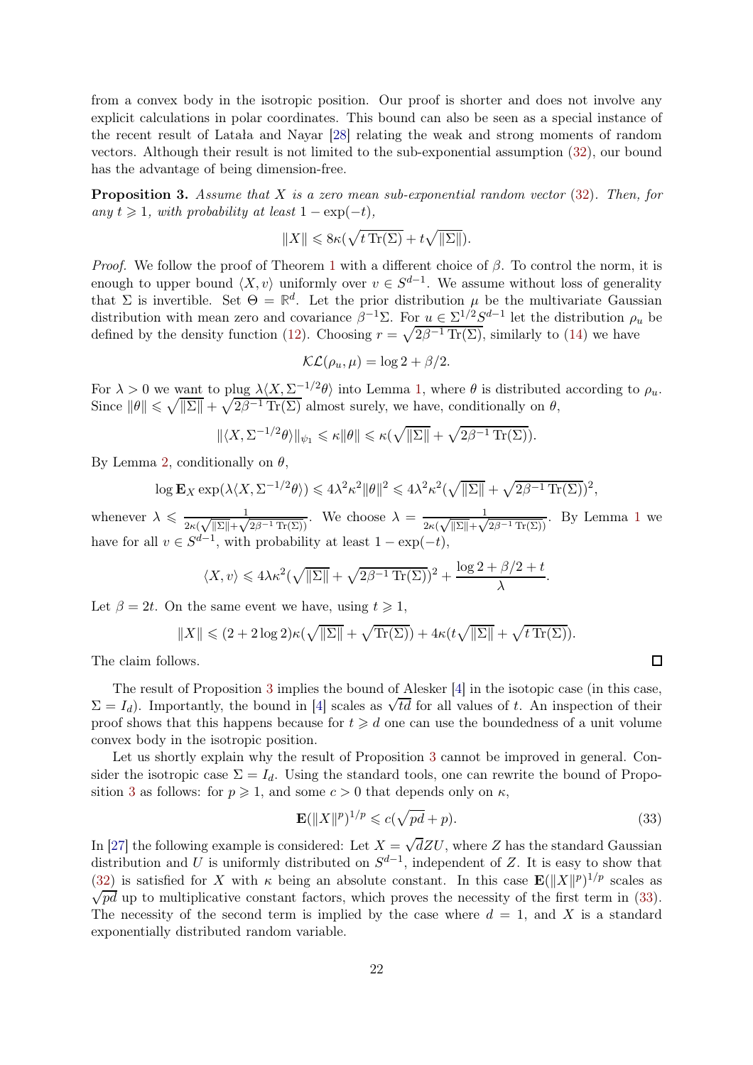from a convex body in the isotropic position. Our proof is shorter and does not involve any explicit calculations in polar coordinates. This bound can also be seen as a special instance of the recent result of Latała and Nayar [28] relating the weak and strong moments of random vectors. Although their result is not limited to the sub-exponential assumption (32), our bound has the advantage of being dimension-free.

**Proposition 3.** *Assume that $X$ is a zero mean sub-exponential random vector (32). Then, for any $t \geqslant 1$, with probability at least $1 - \exp(-t)$,*

$$\|X\| \leqslant 8\kappa(\sqrt{t \operatorname{Tr}(\Sigma)} + t\sqrt{\|\Sigma\|}).$$

*Proof.* We follow the proof of Theorem 1 with a different choice of $\beta$. To control the norm, it is enough to upper bound $\langle X, v\rangle$ uniformly over $v \in S^{d-1}$. We assume without loss of generality that $\Sigma$ is invertible. Set $\Theta = \mathbb{R}^d$. Let the prior distribution $\mu$ be the multivariate Gaussian distribution with mean zero and covariance $\beta^{-1}\Sigma$. For $u \in \Sigma^{1/2}S^{d-1}$ let the distribution $\rho_u$ be defined by the density function (12). Choosing $r = \sqrt{2\beta^{-1}\operatorname{Tr}(\Sigma)}$, similarly to (14) we have

$$\mathcal{KL}(\rho_u, \mu) = \log 2 + \beta/2.$$

For $\lambda > 0$ we want to plug $\lambda\langle X, \Sigma^{-1/2}\theta\rangle$ into Lemma 1, where $\theta$ is distributed according to $\rho_u$. Since $\|\theta\| \leqslant \sqrt{\|\Sigma\|} + \sqrt{2\beta^{-1}\operatorname{Tr}(\Sigma)}$ almost surely, we have, conditionally on $\theta$,

$$\|\langle X, \Sigma^{-1/2}\theta\rangle\|_{\psi_1} \leqslant \kappa\|\theta\| \leqslant \kappa(\sqrt{\|\Sigma\|} + \sqrt{2\beta^{-1}\operatorname{Tr}(\Sigma)}).$$

By Lemma 2, conditionally on $\theta$,

$$\log \mathbf{E}_X \exp(\lambda\langle X, \Sigma^{-1/2}\theta\rangle) \leqslant 4\lambda^2\kappa^2\|\theta\|^2 \leqslant 4\lambda^2\kappa^2(\sqrt{\|\Sigma\|} + \sqrt{2\beta^{-1}\operatorname{Tr}(\Sigma)})^2,$$

whenever $\lambda \leqslant \frac{1}{2\kappa(\sqrt{\|\Sigma\|} + \sqrt{2\beta^{-1}\operatorname{Tr}(\Sigma)})}$. We choose $\lambda = \frac{1}{2\kappa(\sqrt{\|\Sigma\|} + \sqrt{2\beta^{-1}\operatorname{Tr}(\Sigma)})}$. By Lemma 1 we have for all $v \in S^{d-1}$, with probability at least $1 - \exp(-t)$,

$$\langle X, v\rangle \leqslant 4\lambda\kappa^2(\sqrt{\|\Sigma\|} + \sqrt{2\beta^{-1}\operatorname{Tr}(\Sigma)})^2 + \frac{\log 2 + \beta/2 + t}{\lambda}.$$

Let $\beta = 2t$. On the same event we have, using $t \geqslant 1$,

$$\|X\| \leqslant (2 + 2\log 2)\kappa(\sqrt{\|\Sigma\|} + \sqrt{\operatorname{Tr}(\Sigma)}) + 4\kappa(t\sqrt{\|\Sigma\|} + \sqrt{t\operatorname{Tr}(\Sigma)}).$$

The claim follows. ∎

The result of Proposition 3 implies the bound of Alesker [4] in the isotopic case (in this case, $\Sigma = I_d$). Importantly, the bound in [4] scales as $\sqrt{td}$ for all values of $t$. An inspection of their proof shows that this happens because for $t \geqslant d$ one can use the boundedness of a unit volume convex body in the isotropic position.

Let us shortly explain why the result of Proposition 3 cannot be improved in general. Consider the isotropic case $\Sigma = I_d$. Using the standard tools, one can rewrite the bound of Proposition 3 as follows: for $p \geqslant 1$, and some $c > 0$ that depends only on $\kappa$,

$$\mathbf{E}(\|X\|^p)^{1/p} \leqslant c(\sqrt{pd} + p). \tag{33}$$

In [27] the following example is considered: Let $X = \sqrt{d}ZU$, where $Z$ has the standard Gaussian distribution and $U$ is uniformly distributed on $S^{d-1}$, independent of $Z$. It is easy to show that (32) is satisfied for $X$ with $\kappa$ being an absolute constant. In this case $\mathbf{E}(\|X\|^p)^{1/p}$ scales as $\sqrt{pd}$ up to multiplicative constant factors, which proves the necessity of the first term in (33). The necessity of the second term is implied by the case where $d = 1$, and $X$ is a standard exponentially distributed random variable.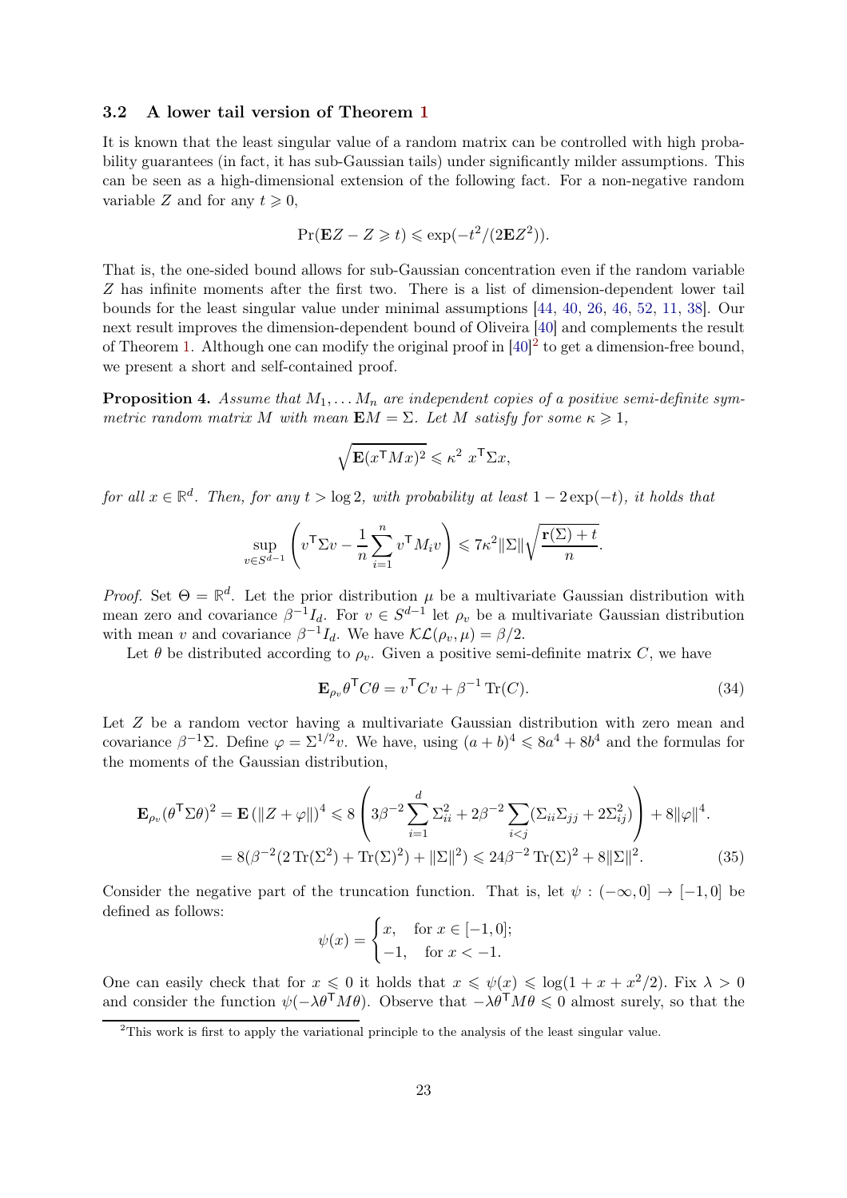### 3.2 A lower tail version of Theorem 1

It is known that the least singular value of a random matrix can be controlled with high probability guarantees (in fact, it has sub-Gaussian tails) under significantly milder assumptions. This can be seen as a high-dimensional extension of the following fact. For a non-negative random variable $Z$ and for any $t \geqslant 0$,

$$\Pr(\mathbf{E}Z - Z \geqslant t) \leqslant \exp(-t^2/(2\mathbf{E}Z^2)).$$

That is, the one-sided bound allows for sub-Gaussian concentration even if the random variable $Z$ has infinite moments after the first two. There is a list of dimension-dependent lower tail bounds for the least singular value under minimal assumptions [44, 40, 26, 46, 52, 11, 38]. Our next result improves the dimension-dependent bound of Oliveira [40] and complements the result of Theorem 1. Although one can modify the original proof in [40][2] to get a dimension-free bound, we present a short and self-contained proof.

**Proposition 4.** *Assume that $M_1, \dots M_n$ are independent copies of a positive semi-definite symmetric random matrix $M$ with mean $\mathbf{E}M = \Sigma$. Let $M$ satisfy for some $\kappa \geqslant 1$,*

$$\sqrt{\mathbf{E}(x^\mathsf{T} M x)^2} \leqslant \kappa^2 \ x^\mathsf{T}\Sigma x,$$

*for all $x \in \mathbb{R}^d$. Then, for any $t > \log 2$, with probability at least $1 - 2\exp(-t)$, it holds that*

$$\sup_{v \in S^{d-1}} \left( v^\mathsf{T}\Sigma v - \frac{1}{n}\sum_{i=1}^{n} v^\mathsf{T} M_i v \right) \leqslant 7\kappa^2 \|\Sigma\| \sqrt{\frac{\mathbf{r}(\Sigma) + t}{n}}.$$

*Proof.* Set $\Theta = \mathbb{R}^d$. Let the prior distribution $\mu$ be a multivariate Gaussian distribution with mean zero and covariance $\beta^{-1}I_d$. For $v \in S^{d-1}$ let $\rho_v$ be a multivariate Gaussian distribution with mean $v$ and covariance $\beta^{-1}I_d$. We have $\mathcal{KL}(\rho_v, \mu) = \beta/2$.

Let $\theta$ be distributed according to $\rho_v$. Given a positive semi-definite matrix $C$, we have

$$\mathbf{E}_{\rho_v} \theta^\mathsf{T} C \theta = v^\mathsf{T} C v + \beta^{-1}\operatorname{Tr}(C). \tag{34}$$

Let $Z$ be a random vector having a multivariate Gaussian distribution with zero mean and covariance $\beta^{-1}\Sigma$. Define $\varphi = \Sigma^{1/2}v$. We have, using $(a+b)^4 \leqslant 8a^4 + 8b^4$ and the formulas for the moments of the Gaussian distribution,

$$\begin{aligned}
\mathbf{E}_{\rho_v}(\theta^\mathsf{T}\Sigma\theta)^2 = \mathbf{E}\left(\|Z + \varphi\|\right)^4 &\leqslant 8\left(3\beta^{-2}\sum_{i=1}^{d}\Sigma_{ii}^2 + 2\beta^{-2}\sum_{i<j}(\Sigma_{ii}\Sigma_{jj} + 2\Sigma_{ij}^2)\right) + 8\|\varphi\|^4. \\
&= 8(\beta^{-2}(2\operatorname{Tr}(\Sigma^2) + \operatorname{Tr}(\Sigma)^2) + \|\Sigma\|^2) \leqslant 24\beta^{-2}\operatorname{Tr}(\Sigma)^2 + 8\|\Sigma\|^2.
\end{aligned} \tag{35}$$

Consider the negative part of the truncation function. That is, let $\psi : (-\infty, 0] \to [-1, 0]$ be defined as follows:

$$\psi(x) = \begin{cases} x, & \text{for } x \in [-1, 0]; \\ -1, & \text{for } x < -1. \end{cases}$$

One can easily check that for $x \leqslant 0$ it holds that $x \leqslant \psi(x) \leqslant \log(1 + x + x^2/2)$. Fix $\lambda > 0$ and consider the function $\psi(-\lambda\theta^\mathsf{T}M\theta)$. Observe that $-\lambda\theta^\mathsf{T}M\theta \leqslant 0$ almost surely, so that the

[2] This work is first to apply the variational principle to the analysis of the least singular value.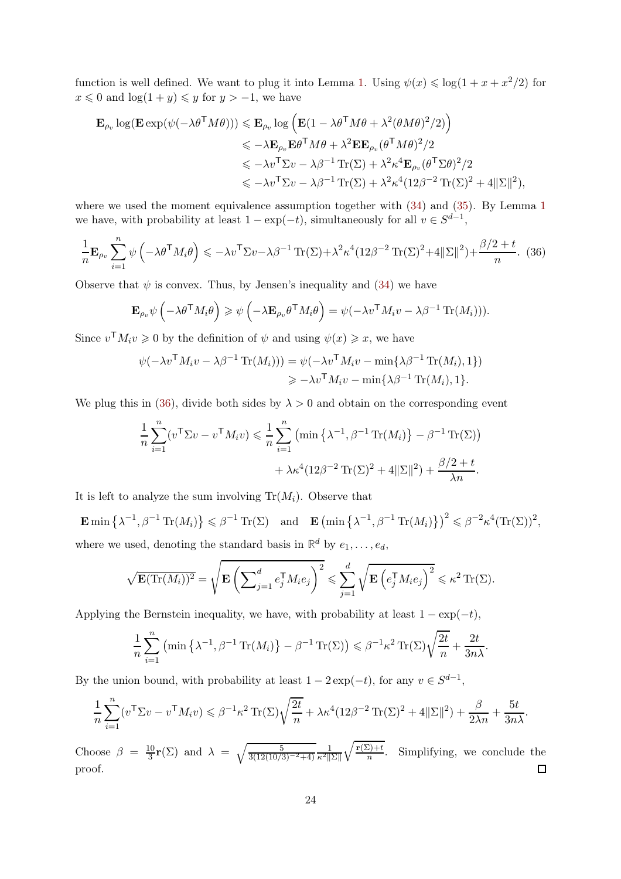function is well defined. We want to plug it into Lemma 1. Using $\psi(x) \leqslant \log(1 + x + x^2/2)$ for $x \leqslant 0$ and $\log(1 + y) \leqslant y$ for $y > -1$, we have

$$
\begin{aligned}
\mathbf{E}_{\rho_v} \log(\mathbf{E} \exp(\psi(-\lambda\theta^\mathsf{T} M\theta))) &\leqslant \mathbf{E}_{\rho_v} \log\left(\mathbf{E}(1 - \lambda\theta^\mathsf{T} M\theta + \lambda^2(\theta M\theta)^2/2)\right) \\
&\leqslant -\lambda \mathbf{E}_{\rho_v} \mathbf{E}\theta^\mathsf{T} M\theta + \lambda^2 \mathbf{E}\mathbf{E}_{\rho_v}(\theta^\mathsf{T} M\theta)^2/2 \\
&\leqslant -\lambda v^\mathsf{T} \Sigma v - \lambda\beta^{-1} \operatorname{Tr}(\Sigma) + \lambda^2\kappa^4 \mathbf{E}_{\rho_v}(\theta^\mathsf{T}\Sigma\theta)^2/2 \\
&\leqslant -\lambda v^\mathsf{T} \Sigma v - \lambda\beta^{-1} \operatorname{Tr}(\Sigma) + \lambda^2\kappa^4(12\beta^{-2} \operatorname{Tr}(\Sigma)^2 + 4\|\Sigma\|^2),
\end{aligned}
$$

where we used the moment equivalence assumption together with (34) and (35). By Lemma 1 we have, with probability at least $1 - \exp(-t)$, simultaneously for all $v \in S^{d-1}$,

$$
\frac{1}{n}\mathbf{E}_{\rho_v} \sum_{i=1}^{n} \psi\left(-\lambda\theta^\mathsf{T} M_i\theta\right) \leqslant -\lambda v^\mathsf{T}\Sigma v - \lambda\beta^{-1} \operatorname{Tr}(\Sigma) + \lambda^2\kappa^4(12\beta^{-2} \operatorname{Tr}(\Sigma)^2 + 4\|\Sigma\|^2) + \frac{\beta/2 + t}{n}. \quad (36)
$$

Observe that $\psi$ is convex. Thus, by Jensen's inequality and (34) we have

$$
\mathbf{E}_{\rho_v}\psi\left(-\lambda\theta^\mathsf{T} M_i\theta\right) \geqslant \psi\left(-\lambda\mathbf{E}_{\rho_v}\theta^\mathsf{T} M_i\theta\right) = \psi(-\lambda v^\mathsf{T} M_i v - \lambda\beta^{-1} \operatorname{Tr}(M_i))).
$$

Since $v^\mathsf{T} M_i v \geqslant 0$ by the definition of $\psi$ and using $\psi(x) \geqslant x$, we have

$$
\begin{aligned}
\psi(-\lambda v^\mathsf{T} M_i v - \lambda\beta^{-1} \operatorname{Tr}(M_i))) &= \psi(-\lambda v^\mathsf{T} M_i v - \min\{\lambda\beta^{-1} \operatorname{Tr}(M_i), 1\}) \\
&\geqslant -\lambda v^\mathsf{T} M_i v - \min\{\lambda\beta^{-1} \operatorname{Tr}(M_i), 1\}.
\end{aligned}
$$

We plug this in (36), divide both sides by $\lambda > 0$ and obtain on the corresponding event

$$
\begin{aligned}
\frac{1}{n}\sum_{i=1}^{n}(v^\mathsf{T}\Sigma v - v^\mathsf{T} M_i v) &\leqslant \frac{1}{n}\sum_{i=1}^{n}\left(\min\left\{\lambda^{-1}, \beta^{-1} \operatorname{Tr}(M_i)\right\} - \beta^{-1} \operatorname{Tr}(\Sigma)\right) \\
&\quad + \lambda\kappa^4(12\beta^{-2} \operatorname{Tr}(\Sigma)^2 + 4\|\Sigma\|^2) + \frac{\beta/2 + t}{\lambda n}.
\end{aligned}
$$

It is left to analyze the sum involving $\operatorname{Tr}(M_i)$. Observe that

$$
\mathbf{E}\min\left\{\lambda^{-1}, \beta^{-1} \operatorname{Tr}(M_i)\right\} \leqslant \beta^{-1} \operatorname{Tr}(\Sigma) \quad \text{and} \quad \mathbf{E}\left(\min\left\{\lambda^{-1}, \beta^{-1} \operatorname{Tr}(M_i)\right\}\right)^2 \leqslant \beta^{-2}\kappa^4(\operatorname{Tr}(\Sigma))^2,
$$

where we used, denoting the standard basis in $\mathbb{R}^d$ by $e_1, \ldots, e_d$,

$$
\sqrt{\mathbf{E}(\operatorname{Tr}(M_i))^2} = \sqrt{\mathbf{E}\left(\sum_{j=1}^{d} e_j^\mathsf{T} M_i e_j\right)^2} \leqslant \sum_{j=1}^{d}\sqrt{\mathbf{E}\left(e_j^\mathsf{T} M_i e_j\right)^2} \leqslant \kappa^2 \operatorname{Tr}(\Sigma).
$$

Applying the Bernstein inequality, we have, with probability at least $1 - \exp(-t)$,

$$
\frac{1}{n}\sum_{i=1}^{n}\left(\min\left\{\lambda^{-1}, \beta^{-1} \operatorname{Tr}(M_i)\right\} - \beta^{-1} \operatorname{Tr}(\Sigma)\right) \leqslant \beta^{-1}\kappa^2 \operatorname{Tr}(\Sigma)\sqrt{\frac{2t}{n}} + \frac{2t}{3n\lambda}.
$$

By the union bound, with probability at least $1 - 2\exp(-t)$, for any $v \in S^{d-1}$,

$$
\frac{1}{n}\sum_{i=1}^{n}(v^\mathsf{T}\Sigma v - v^\mathsf{T} M_i v) \leqslant \beta^{-1}\kappa^2 \operatorname{Tr}(\Sigma)\sqrt{\frac{2t}{n}} + \lambda\kappa^4(12\beta^{-2} \operatorname{Tr}(\Sigma)^2 + 4\|\Sigma\|^2) + \frac{\beta}{2\lambda n} + \frac{5t}{3n\lambda}.
$$

Choose $\beta = \frac{10}{3}\mathbf{r}(\Sigma)$ and $\lambda = \sqrt{\frac{5}{3(12(10/3)^{-2}+4)}}\frac{1}{\kappa^2\|\Sigma\|}\sqrt{\frac{\mathbf{r}(\Sigma)+t}{n}}$. Simplifying, we conclude the proof. $\square$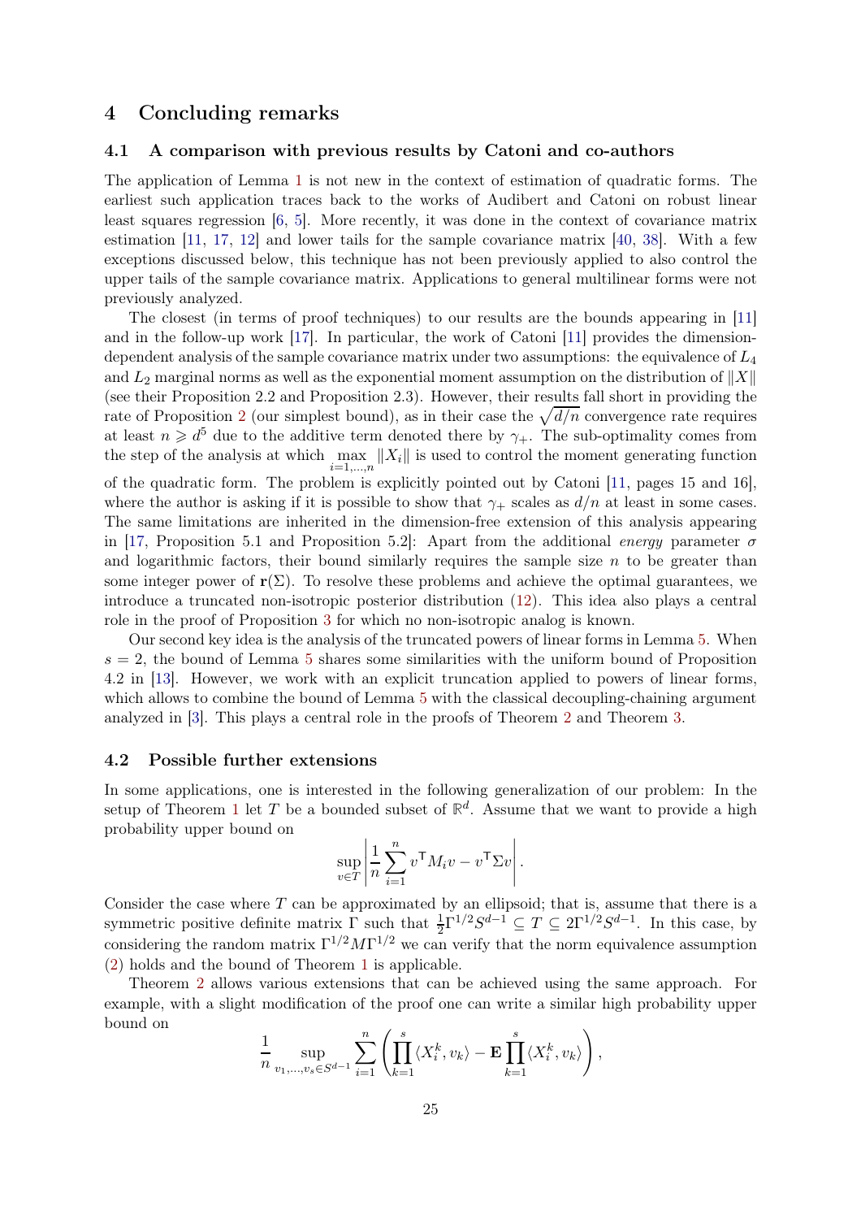## 4 Concluding remarks

### 4.1 A comparison with previous results by Catoni and co-authors

The application of Lemma 1 is not new in the context of estimation of quadratic forms. The earliest such application traces back to the works of Audibert and Catoni on robust linear least squares regression [6, 5]. More recently, it was done in the context of covariance matrix estimation [11, 17, 12] and lower tails for the sample covariance matrix [40, 38]. With a few exceptions discussed below, this technique has not been previously applied to also control the upper tails of the sample covariance matrix. Applications to general multilinear forms were not previously analyzed.

The closest (in terms of proof techniques) to our results are the bounds appearing in [11] and in the follow-up work [17]. In particular, the work of Catoni [11] provides the dimension-dependent analysis of the sample covariance matrix under two assumptions: the equivalence of $L_4$ and $L_2$ marginal norms as well as the exponential moment assumption on the distribution of $\|X\|$ (see their Proposition 2.2 and Proposition 2.3). However, their results fall short in providing the rate of Proposition 2 (our simplest bound), as in their case the $\sqrt{d/n}$ convergence rate requires at least $n \geqslant d^5$ due to the additive term denoted there by $\gamma_+$. The sub-optimality comes from the step of the analysis at which $\max\limits_{i=1,\ldots,n} \|X_i\|$ is used to control the moment generating function of the quadratic form. The problem is explicitly pointed out by Catoni [11, pages 15 and 16], where the author is asking if it is possible to show that $\gamma_+$ scales as $d/n$ at least in some cases. The same limitations are inherited in the dimension-free extension of this analysis appearing in [17, Proposition 5.1 and Proposition 5.2]: Apart from the additional *energy* parameter $\sigma$ and logarithmic factors, their bound similarly requires the sample size $n$ to be greater than some integer power of $\mathbf{r}(\Sigma)$. To resolve these problems and achieve the optimal guarantees, we introduce a truncated non-isotropic posterior distribution (12). This idea also plays a central role in the proof of Proposition 3 for which no non-isotropic analog is known.

Our second key idea is the analysis of the truncated powers of linear forms in Lemma 5. When $s = 2$, the bound of Lemma 5 shares some similarities with the uniform bound of Proposition 4.2 in [13]. However, we work with an explicit truncation applied to powers of linear forms, which allows to combine the bound of Lemma 5 with the classical decoupling-chaining argument analyzed in [3]. This plays a central role in the proofs of Theorem 2 and Theorem 3.

### 4.2 Possible further extensions

In some applications, one is interested in the following generalization of our problem: In the setup of Theorem 1 let $T$ be a bounded subset of $\mathbb{R}^d$. Assume that we want to provide a high probability upper bound on

$$\sup_{v \in T} \left| \frac{1}{n} \sum_{i=1}^{n} v^\mathsf{T} M_i v - v^\mathsf{T} \Sigma v \right|.$$

Consider the case where $T$ can be approximated by an ellipsoid; that is, assume that there is a symmetric positive definite matrix $\Gamma$ such that $\frac{1}{2}\Gamma^{1/2}S^{d-1} \subseteq T \subseteq 2\Gamma^{1/2}S^{d-1}$. In this case, by considering the random matrix $\Gamma^{1/2} M \Gamma^{1/2}$ we can verify that the norm equivalence assumption (2) holds and the bound of Theorem 1 is applicable.

Theorem 2 allows various extensions that can be achieved using the same approach. For example, with a slight modification of the proof one can write a similar high probability upper bound on

$$\frac{1}{n} \sup_{v_1, \ldots, v_s \in S^{d-1}} \sum_{i=1}^{n} \left( \prod_{k=1}^{s} \langle X_i^k, v_k \rangle - \mathbf{E} \prod_{k=1}^{s} \langle X_i^k, v_k \rangle \right),$$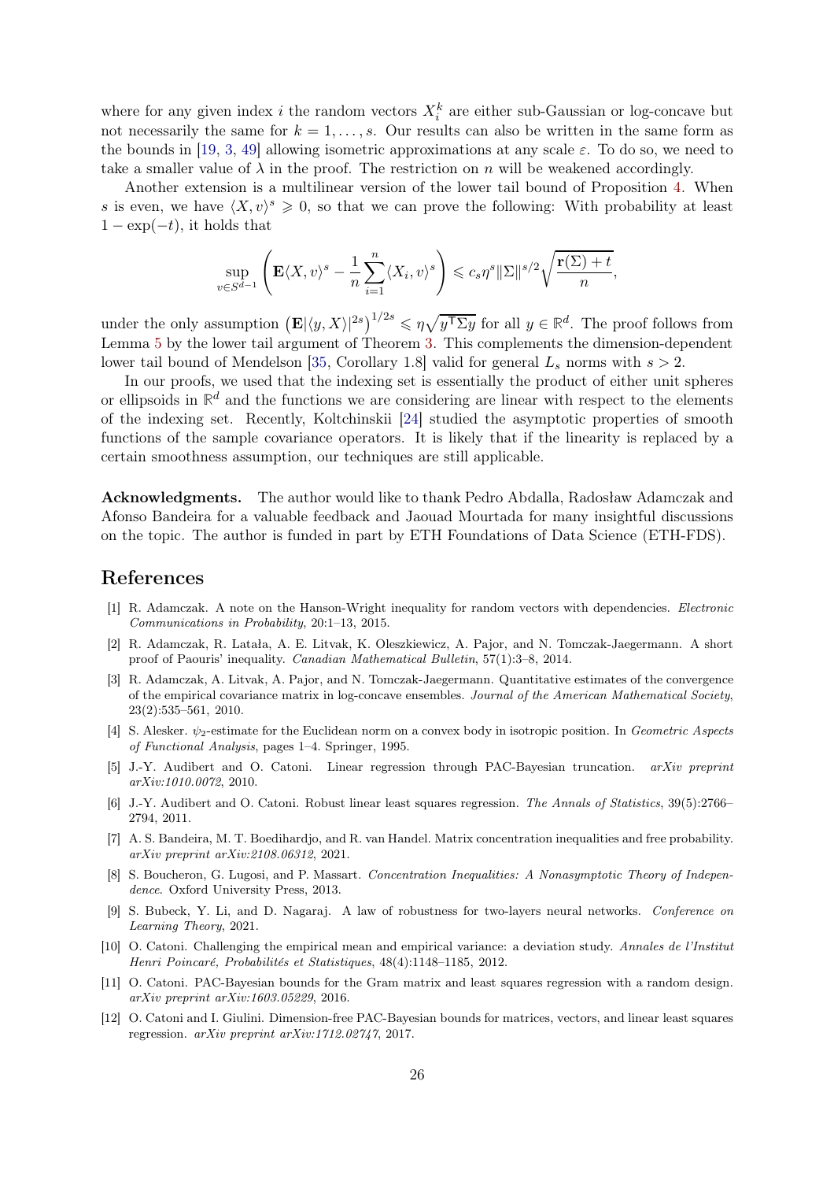where for any given index $i$ the random vectors $X_i^k$ are either sub-Gaussian or log-concave but not necessarily the same for $k = 1, \ldots, s$. Our results can also be written in the same form as the bounds in [19, 3, 49] allowing isometric approximations at any scale $\varepsilon$. To do so, we need to take a smaller value of $\lambda$ in the proof. The restriction on $n$ will be weakened accordingly.

Another extension is a multilinear version of the lower tail bound of Proposition 4. When $s$ is even, we have $\langle X, v\rangle^s \geqslant 0$, so that we can prove the following: With probability at least $1 - \exp(-t)$, it holds that

$$\sup_{v \in S^{d-1}} \left( \mathbf{E}\langle X, v\rangle^s - \frac{1}{n}\sum_{i=1}^n \langle X_i, v\rangle^s \right) \leqslant c_s \eta^s \|\Sigma\|^{s/2} \sqrt{\frac{\mathbf{r}(\Sigma) + t}{n}},$$

under the only assumption $\left(\mathbf{E}|\langle y, X\rangle|^{2s}\right)^{1/2s} \leqslant \eta\sqrt{y^\top \Sigma y}$ for all $y \in \mathbb{R}^d$. The proof follows from Lemma 5 by the lower tail argument of Theorem 3. This complements the dimension-dependent lower tail bound of Mendelson [35, Corollary 1.8] valid for general $L_s$ norms with $s > 2$.

In our proofs, we used that the indexing set is essentially the product of either unit spheres or ellipsoids in $\mathbb{R}^d$ and the functions we are considering are linear with respect to the elements of the indexing set. Recently, Koltchinskii [24] studied the asymptotic properties of smooth functions of the sample covariance operators. It is likely that if the linearity is replaced by a certain smoothness assumption, our techniques are still applicable.

**Acknowledgments.** The author would like to thank Pedro Abdalla, Radosław Adamczak and Afonso Bandeira for a valuable feedback and Jaouad Mourtada for many insightful discussions on the topic. The author is funded in part by ETH Foundations of Data Science (ETH-FDS).

## References

[1] R. Adamczak. A note on the Hanson-Wright inequality for random vectors with dependencies. *Electronic Communications in Probability*, 20:1–13, 2015.

[2] R. Adamczak, R. Latała, A. E. Litvak, K. Oleszkiewicz, A. Pajor, and N. Tomczak-Jaegermann. A short proof of Paouris' inequality. *Canadian Mathematical Bulletin*, 57(1):3–8, 2014.

[3] R. Adamczak, A. Litvak, A. Pajor, and N. Tomczak-Jaegermann. Quantitative estimates of the convergence of the empirical covariance matrix in log-concave ensembles. *Journal of the American Mathematical Society*, 23(2):535–561, 2010.

[4] S. Alesker. $\psi_2$-estimate for the Euclidean norm on a convex body in isotropic position. In *Geometric Aspects of Functional Analysis*, pages 1–4. Springer, 1995.

[5] J.-Y. Audibert and O. Catoni. Linear regression through PAC-Bayesian truncation. *arXiv preprint arXiv:1010.0072*, 2010.

[6] J.-Y. Audibert and O. Catoni. Robust linear least squares regression. *The Annals of Statistics*, 39(5):2766–2794, 2011.

[7] A. S. Bandeira, M. T. Boedihardjo, and R. van Handel. Matrix concentration inequalities and free probability. *arXiv preprint arXiv:2108.06312*, 2021.

[8] S. Boucheron, G. Lugosi, and P. Massart. *Concentration Inequalities: A Nonasymptotic Theory of Independence*. Oxford University Press, 2013.

[9] S. Bubeck, Y. Li, and D. Nagaraj. A law of robustness for two-layers neural networks. *Conference on Learning Theory*, 2021.

[10] O. Catoni. Challenging the empirical mean and empirical variance: a deviation study. *Annales de l'Institut Henri Poincaré, Probabilités et Statistiques*, 48(4):1148–1185, 2012.

[11] O. Catoni. PAC-Bayesian bounds for the Gram matrix and least squares regression with a random design. *arXiv preprint arXiv:1603.05229*, 2016.

[12] O. Catoni and I. Giulini. Dimension-free PAC-Bayesian bounds for matrices, vectors, and linear least squares regression. *arXiv preprint arXiv:1712.02747*, 2017.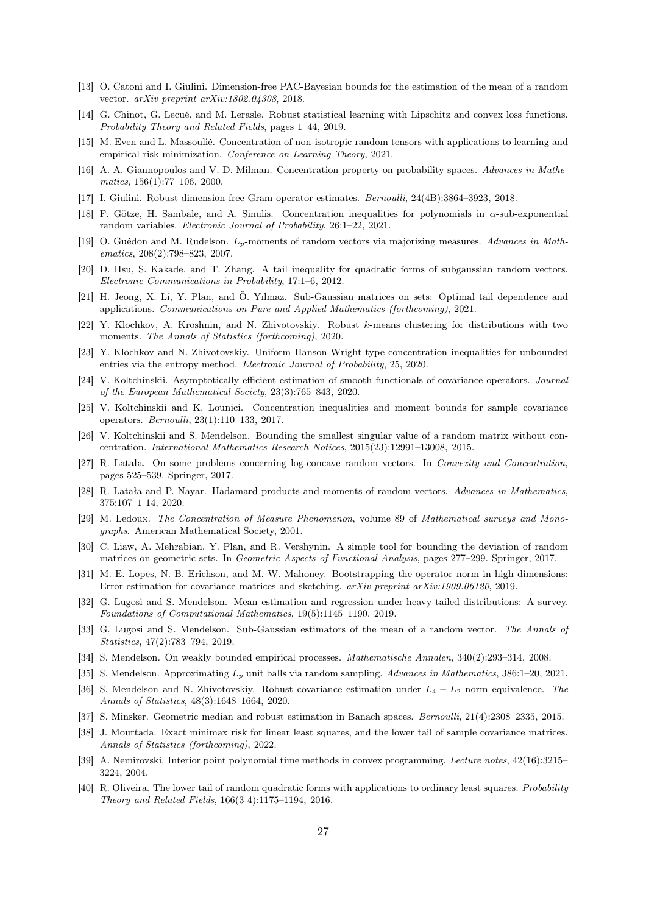[13] O. Catoni and I. Giulini. Dimension-free PAC-Bayesian bounds for the estimation of the mean of a random vector. *arXiv preprint arXiv:1802.04308*, 2018.

[14] G. Chinot, G. Lecué, and M. Lerasle. Robust statistical learning with Lipschitz and convex loss functions. *Probability Theory and Related Fields*, pages 1–44, 2019.

[15] M. Even and L. Massoulié. Concentration of non-isotropic random tensors with applications to learning and empirical risk minimization. *Conference on Learning Theory*, 2021.

[16] A. A. Giannopoulos and V. D. Milman. Concentration property on probability spaces. *Advances in Mathematics*, 156(1):77–106, 2000.

[17] I. Giulini. Robust dimension-free Gram operator estimates. *Bernoulli*, 24(4B):3864–3923, 2018.

[18] F. Götze, H. Sambale, and A. Sinulis. Concentration inequalities for polynomials in $\alpha$-sub-exponential random variables. *Electronic Journal of Probability*, 26:1–22, 2021.

[19] O. Guédon and M. Rudelson. $L_p$-moments of random vectors via majorizing measures. *Advances in Mathematics*, 208(2):798–823, 2007.

[20] D. Hsu, S. Kakade, and T. Zhang. A tail inequality for quadratic forms of subgaussian random vectors. *Electronic Communications in Probability*, 17:1–6, 2012.

[21] H. Jeong, X. Li, Y. Plan, and Ö. Yılmaz. Sub-Gaussian matrices on sets: Optimal tail dependence and applications. *Communications on Pure and Applied Mathematics (forthcoming)*, 2021.

[22] Y. Klochkov, A. Kroshnin, and N. Zhivotovskiy. Robust $k$-means clustering for distributions with two moments. *The Annals of Statistics (forthcoming)*, 2020.

[23] Y. Klochkov and N. Zhivotovskiy. Uniform Hanson-Wright type concentration inequalities for unbounded entries via the entropy method. *Electronic Journal of Probability*, 25, 2020.

[24] V. Koltchinskii. Asymptotically efficient estimation of smooth functionals of covariance operators. *Journal of the European Mathematical Society*, 23(3):765–843, 2020.

[25] V. Koltchinskii and K. Lounici. Concentration inequalities and moment bounds for sample covariance operators. *Bernoulli*, 23(1):110–133, 2017.

[26] V. Koltchinskii and S. Mendelson. Bounding the smallest singular value of a random matrix without concentration. *International Mathematics Research Notices*, 2015(23):12991–13008, 2015.

[27] R. Latała. On some problems concerning log-concave random vectors. In *Convexity and Concentration*, pages 525–539. Springer, 2017.

[28] R. Latała and P. Nayar. Hadamard products and moments of random vectors. *Advances in Mathematics*, 375:107–1 14, 2020.

[29] M. Ledoux. *The Concentration of Measure Phenomenon*, volume 89 of *Mathematical surveys and Monographs*. American Mathematical Society, 2001.

[30] C. Liaw, A. Mehrabian, Y. Plan, and R. Vershynin. A simple tool for bounding the deviation of random matrices on geometric sets. In *Geometric Aspects of Functional Analysis*, pages 277–299. Springer, 2017.

[31] M. E. Lopes, N. B. Erichson, and M. W. Mahoney. Bootstrapping the operator norm in high dimensions: Error estimation for covariance matrices and sketching. *arXiv preprint arXiv:1909.06120*, 2019.

[32] G. Lugosi and S. Mendelson. Mean estimation and regression under heavy-tailed distributions: A survey. *Foundations of Computational Mathematics*, 19(5):1145–1190, 2019.

[33] G. Lugosi and S. Mendelson. Sub-Gaussian estimators of the mean of a random vector. *The Annals of Statistics*, 47(2):783–794, 2019.

[34] S. Mendelson. On weakly bounded empirical processes. *Mathematische Annalen*, 340(2):293–314, 2008.

[35] S. Mendelson. Approximating $L_p$ unit balls via random sampling. *Advances in Mathematics*, 386:1–20, 2021.

[36] S. Mendelson and N. Zhivotovskiy. Robust covariance estimation under $L_4 - L_2$ norm equivalence. *The Annals of Statistics*, 48(3):1648–1664, 2020.

[37] S. Minsker. Geometric median and robust estimation in Banach spaces. *Bernoulli*, 21(4):2308–2335, 2015.

[38] J. Mourtada. Exact minimax risk for linear least squares, and the lower tail of sample covariance matrices. *Annals of Statistics (forthcoming)*, 2022.

[39] A. Nemirovski. Interior point polynomial time methods in convex programming. *Lecture notes*, 42(16):3215–3224, 2004.

[40] R. Oliveira. The lower tail of random quadratic forms with applications to ordinary least squares. *Probability Theory and Related Fields*, 166(3-4):1175–1194, 2016.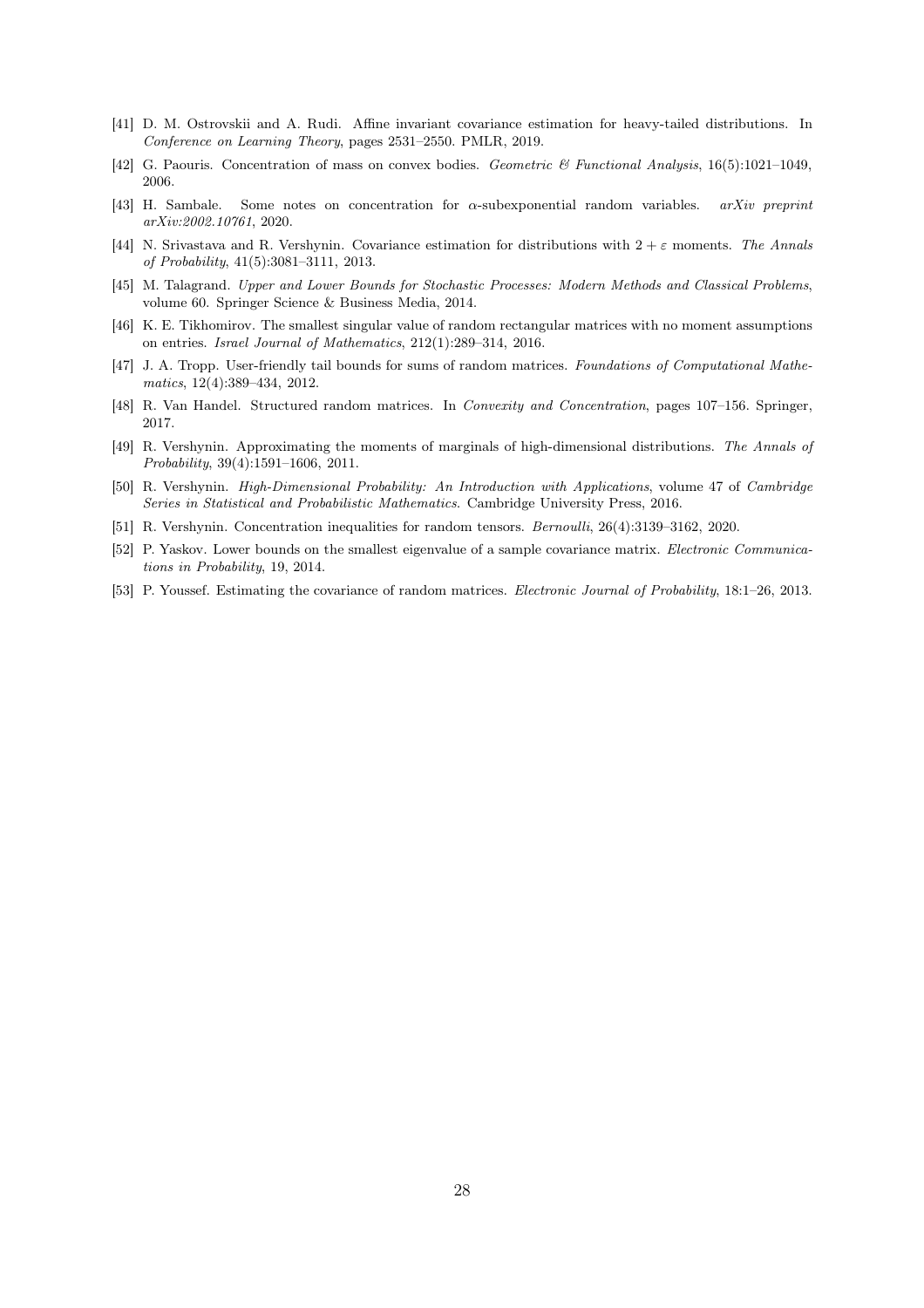[41] D. M. Ostrovskii and A. Rudi. Affine invariant covariance estimation for heavy-tailed distributions. In *Conference on Learning Theory*, pages 2531–2550. PMLR, 2019.

[42] G. Paouris. Concentration of mass on convex bodies. *Geometric & Functional Analysis*, 16(5):1021–1049, 2006.

[43] H. Sambale. Some notes on concentration for $\alpha$-subexponential random variables. *arXiv preprint arXiv:2002.10761*, 2020.

[44] N. Srivastava and R. Vershynin. Covariance estimation for distributions with $2 + \varepsilon$ moments. *The Annals of Probability*, 41(5):3081–3111, 2013.

[45] M. Talagrand. *Upper and Lower Bounds for Stochastic Processes: Modern Methods and Classical Problems*, volume 60. Springer Science & Business Media, 2014.

[46] K. E. Tikhomirov. The smallest singular value of random rectangular matrices with no moment assumptions on entries. *Israel Journal of Mathematics*, 212(1):289–314, 2016.

[47] J. A. Tropp. User-friendly tail bounds for sums of random matrices. *Foundations of Computational Mathematics*, 12(4):389–434, 2012.

[48] R. Van Handel. Structured random matrices. In *Convexity and Concentration*, pages 107–156. Springer, 2017.

[49] R. Vershynin. Approximating the moments of marginals of high-dimensional distributions. *The Annals of Probability*, 39(4):1591–1606, 2011.

[50] R. Vershynin. *High-Dimensional Probability: An Introduction with Applications*, volume 47 of *Cambridge Series in Statistical and Probabilistic Mathematics*. Cambridge University Press, 2016.

[51] R. Vershynin. Concentration inequalities for random tensors. *Bernoulli*, 26(4):3139–3162, 2020.

[52] P. Yaskov. Lower bounds on the smallest eigenvalue of a sample covariance matrix. *Electronic Communications in Probability*, 19, 2014.

[53] P. Youssef. Estimating the covariance of random matrices. *Electronic Journal of Probability*, 18:1–26, 2013.